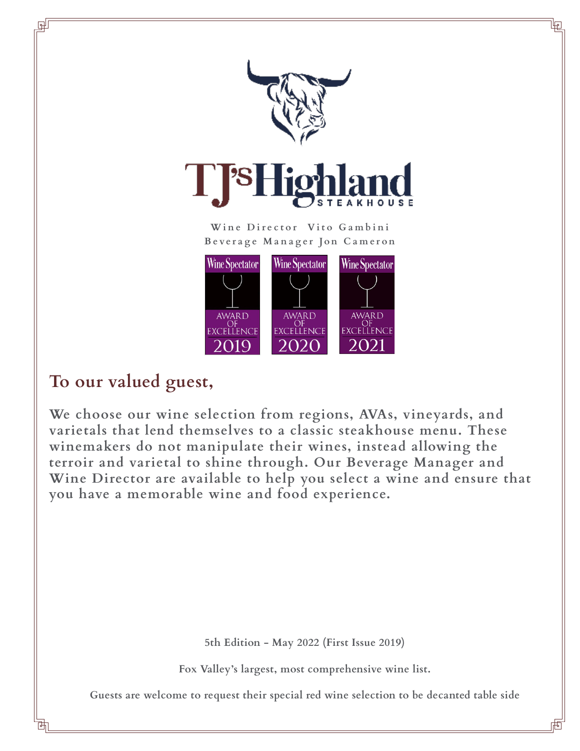# TJ's Highland

STEAKHOUSE

Wine Director Vito Gambini
Beverage Manager Jon Cameron

Wine Spectator Award of Excellence 2019
Wine Spectator Award of Excellence 2020
Wine Spectator Award of Excellence 2021

## To our valued guest,

**We choose our wine selection from regions, AVAs, vineyards, and varietals that lend themselves to a classic steakhouse menu. These winemakers do not manipulate their wines, instead allowing the terroir and varietal to shine through. Our Beverage Manager and Wine Director are available to help you select a wine and ensure that you have a memorable wine and food experience.**

**5th Edition - May 2022 (First Issue 2019)**

**Fox Valley's largest, most comprehensive wine list.**

**Guests are welcome to request their special red wine selection to be decanted table side**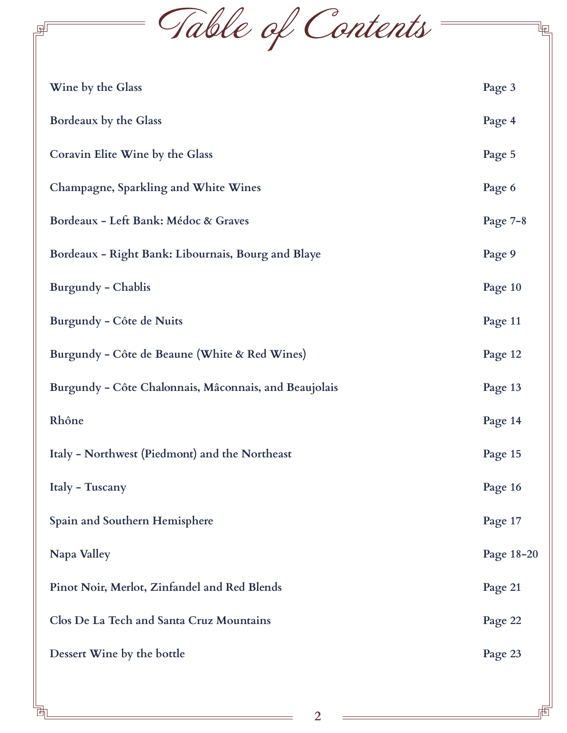# Table of Contents

| | |
|---|---|
| **Wine by the Glass** | **Page 3** |
| **Bordeaux by the Glass** | **Page 4** |
| **Coravin Elite Wine by the Glass** | **Page 5** |
| **Champagne, Sparkling and White Wines** | **Page 6** |
| **Bordeaux – Left Bank: Médoc & Graves** | **Page 7–8** |
| **Bordeaux – Right Bank: Libournais, Bourg and Blaye** | **Page 9** |
| **Burgundy – Chablis** | **Page 10** |
| **Burgundy – Côte de Nuits** | **Page 11** |
| **Burgundy – Côte de Beaune (White & Red Wines)** | **Page 12** |
| **Burgundy – Côte Chalonnais, Mâconnais, and Beaujolais** | **Page 13** |
| **Rhône** | **Page 14** |
| **Italy – Northwest (Piedmont) and the Northeast** | **Page 15** |
| **Italy – Tuscany** | **Page 16** |
| **Spain and Southern Hemisphere** | **Page 17** |
| **Napa Valley** | **Page 18–20** |
| **Pinot Noir, Merlot, Zinfandel and Red Blends** | **Page 21** |
| **Clos De La Tech and Santa Cruz Mountains** | **Page 22** |
| **Dessert Wine by the bottle** | **Page 23** |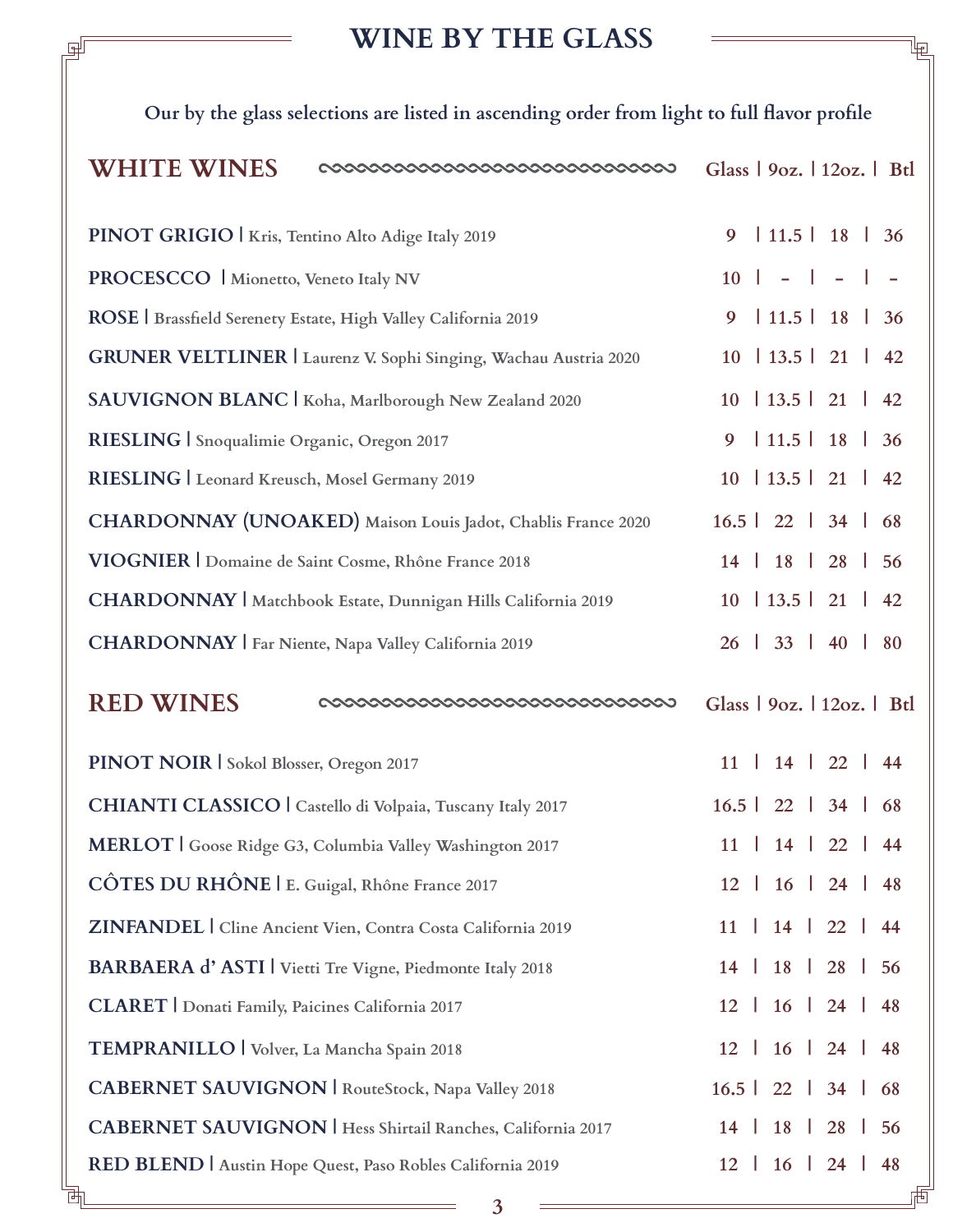# WINE BY THE GLASS

**Our by the glass selections are listed in ascending order from light to full flavor profile**

## WHITE WINES

| Wine | Glass | 9oz. | 12oz. | Btl |
|---|---|---|---|---|
| **PINOT GRIGIO** \| Kris, Tentino Alto Adige Italy 2019 | 9 | 11.5 | 18 | 36 |
| **PROCESCCO** \| Mionetto, Veneto Italy NV | 10 | - | - | - |
| **ROSE** \| Brassfield Serenety Estate, High Valley California 2019 | 9 | 11.5 | 18 | 36 |
| **GRUNER VELTLINER** \| Laurenz V. Sophi Singing, Wachau Austria 2020 | 10 | 13.5 | 21 | 42 |
| **SAUVIGNON BLANC** \| Koha, Marlborough New Zealand 2020 | 10 | 13.5 | 21 | 42 |
| **RIESLING** \| Snoqualimie Organic, Oregon 2017 | 9 | 11.5 | 18 | 36 |
| **RIESLING** \| Leonard Kreusch, Mosel Germany 2019 | 10 | 13.5 | 21 | 42 |
| **CHARDONNAY (UNOAKED)** Maison Louis Jadot, Chablis France 2020 | 16.5 | 22 | 34 | 68 |
| **VIOGNIER** \| Domaine de Saint Cosme, Rhône France 2018 | 14 | 18 | 28 | 56 |
| **CHARDONNAY** \| Matchbook Estate, Dunnigan Hills California 2019 | 10 | 13.5 | 21 | 42 |
| **CHARDONNAY** \| Far Niente, Napa Valley California 2019 | 26 | 33 | 40 | 80 |

## RED WINES

| Wine | Glass | 9oz. | 12oz. | Btl |
|---|---|---|---|---|
| **PINOT NOIR** \| Sokol Blosser, Oregon 2017 | 11 | 14 | 22 | 44 |
| **CHIANTI CLASSICO** \| Castello di Volpaia, Tuscany Italy 2017 | 16.5 | 22 | 34 | 68 |
| **MERLOT** \| Goose Ridge G3, Columbia Valley Washington 2017 | 11 | 14 | 22 | 44 |
| **CÔTES DU RHÔNE** \| E. Guigal, Rhône France 2017 | 12 | 16 | 24 | 48 |
| **ZINFANDEL** \| Cline Ancient Vien, Contra Costa California 2019 | 11 | 14 | 22 | 44 |
| **BARBAERA d' ASTI** \| Vietti Tre Vigne, Piedmonte Italy 2018 | 14 | 18 | 28 | 56 |
| **CLARET** \| Donati Family, Paicines California 2017 | 12 | 16 | 24 | 48 |
| **TEMPRANILLO** \| Volver, La Mancha Spain 2018 | 12 | 16 | 24 | 48 |
| **CABERNET SAUVIGNON** \| RouteStock, Napa Valley 2018 | 16.5 | 22 | 34 | 68 |
| **CABERNET SAUVIGNON** \| Hess Shirtail Ranches, California 2017 | 14 | 18 | 28 | 56 |
| **RED BLEND** \| Austin Hope Quest, Paso Robles California 2019 | 12 | 16 | 24 | 48 |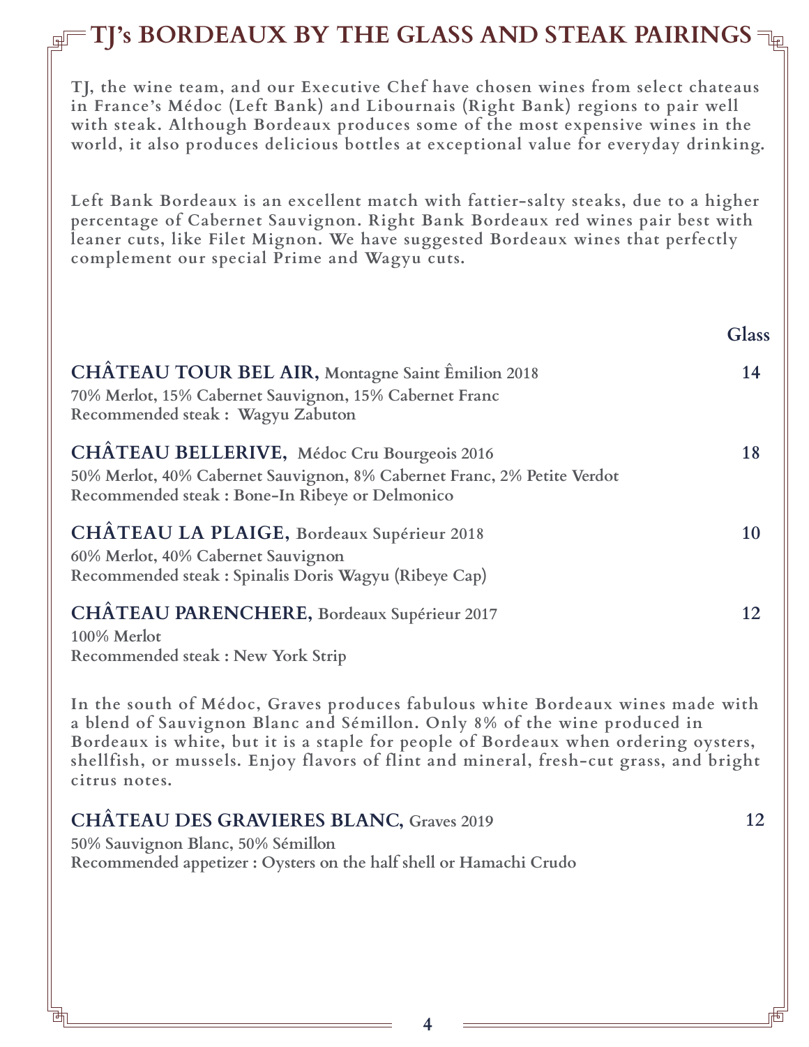# TJ's BORDEAUX BY THE GLASS AND STEAK PAIRINGS

**TJ, the wine team, and our Executive Chef have chosen wines from select chateaus in France's Médoc (Left Bank) and Libournais (Right Bank) regions to pair well with steak. Although Bordeaux produces some of the most expensive wines in the world, it also produces delicious bottles at exceptional value for everyday drinking.**

**Left Bank Bordeaux is an excellent match with fattier-salty steaks, due to a higher percentage of Cabernet Sauvignon. Right Bank Bordeaux red wines pair best with leaner cuts, like Filet Mignon. We have suggested Bordeaux wines that perfectly complement our special Prime and Wagyu cuts.**

**Glass**

**CHÂTEAU TOUR BEL AIR,** Montagne Saint Êmilion 2018 — **14**
70% Merlot, 15% Cabernet Sauvignon, 15% Cabernet Franc
Recommended steak : Wagyu Zabuton

**CHÂTEAU BELLERIVE,** Médoc Cru Bourgeois 2016 — **18**
50% Merlot, 40% Cabernet Sauvignon, 8% Cabernet Franc, 2% Petite Verdot
Recommended steak : Bone-In Ribeye or Delmonico

**CHÂTEAU LA PLAIGE,** Bordeaux Supérieur 2018 — **10**
60% Merlot, 40% Cabernet Sauvignon
Recommended steak : Spinalis Doris Wagyu (Ribeye Cap)

**CHÂTEAU PARENCHERE,** Bordeaux Supérieur 2017 — **12**
100% Merlot
Recommended steak : New York Strip

**In the south of Médoc, Graves produces fabulous white Bordeaux wines made with a blend of Sauvignon Blanc and Sémillon. Only 8% of the wine produced in Bordeaux is white, but it is a staple for people of Bordeaux when ordering oysters, shellfish, or mussels. Enjoy flavors of flint and mineral, fresh-cut grass, and bright citrus notes.**

**CHÂTEAU DES GRAVIERES BLANC,** Graves 2019 — **12**
50% Sauvignon Blanc, 50% Sémillon
Recommended appetizer : Oysters on the half shell or Hamachi Crudo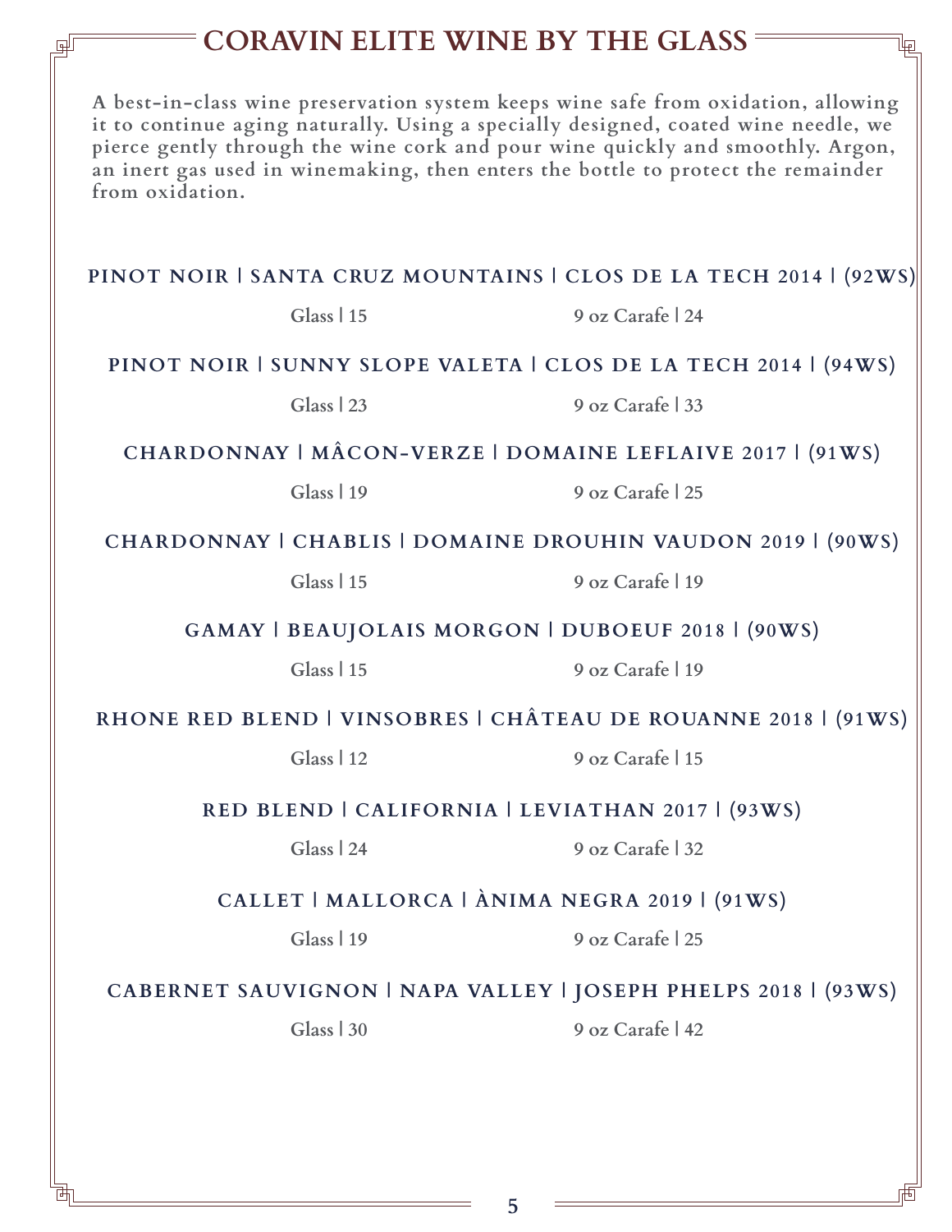# CORAVIN ELITE WINE BY THE GLASS

**A best-in-class wine preservation system keeps wine safe from oxidation, allowing it to continue aging naturally. Using a specially designed, coated wine needle, we pierce gently through the wine cork and pour wine quickly and smoothly. Argon, an inert gas used in winemaking, then enters the bottle to protect the remainder from oxidation.**

**PINOT NOIR | SANTA CRUZ MOUNTAINS | CLOS DE LA TECH 2014 | (92WS)**

Glass | 15 9 oz Carafe | 24

**PINOT NOIR | SUNNY SLOPE VALETA | CLOS DE LA TECH 2014 | (94WS)**

Glass | 23 9 oz Carafe | 33

**CHARDONNAY | MÂCON-VERZE | DOMAINE LEFLAIVE 2017 | (91WS)**

Glass | 19 9 oz Carafe | 25

**CHARDONNAY | CHABLIS | DOMAINE DROUHIN VAUDON 2019 | (90WS)**

Glass | 15 9 oz Carafe | 19

**GAMAY | BEAUJOLAIS MORGON | DUBOEUF 2018 | (90WS)**

Glass | 15 9 oz Carafe | 19

**RHONE RED BLEND | VINSOBRES | CHÂTEAU DE ROUANNE 2018 | (91WS)**

Glass | 12 9 oz Carafe | 15

**RED BLEND | CALIFORNIA | LEVIATHAN 2017 | (93WS)**

Glass | 24 9 oz Carafe | 32

**CALLET | MALLORCA | ÀNIMA NEGRA 2019 | (91WS)**

Glass | 19 9 oz Carafe | 25

**CABERNET SAUVIGNON | NAPA VALLEY | JOSEPH PHELPS 2018 | (93WS)**

Glass | 30 9 oz Carafe | 42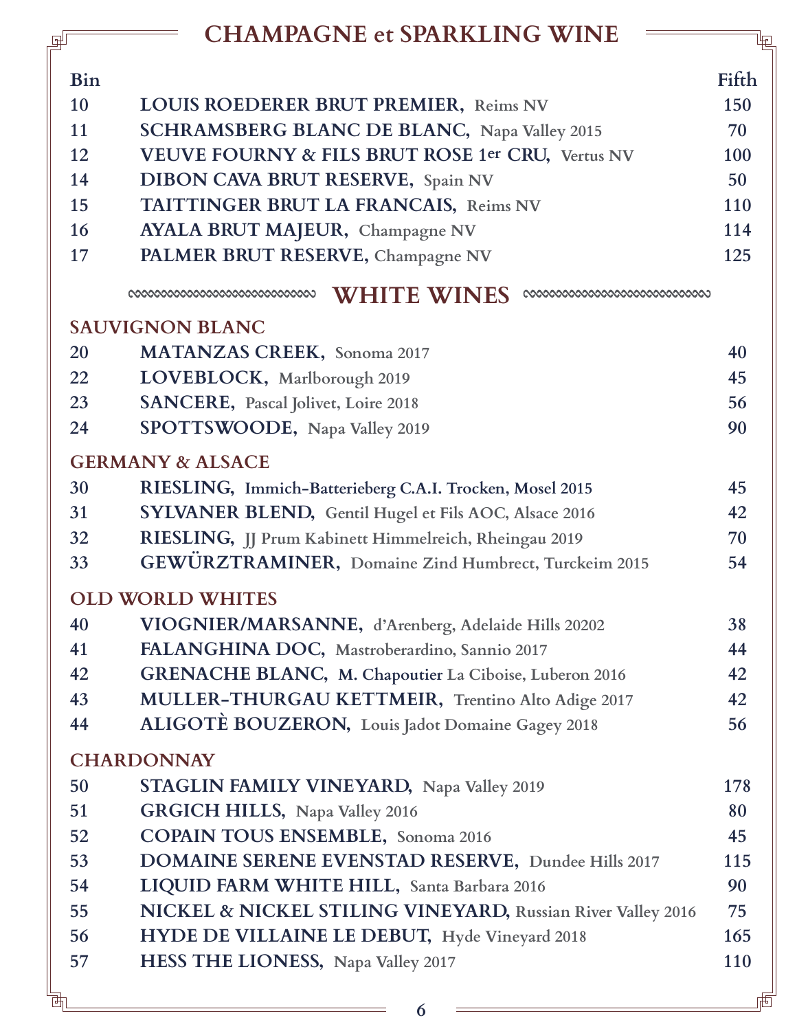# CHAMPAGNE et SPARKLING WINE

| Bin | | Fifth |
|---|---|---|
| 10 | **LOUIS ROEDERER BRUT PREMIER,** Reims NV | 150 |
| 11 | **SCHRAMSBERG BLANC DE BLANC,** Napa Valley 2015 | 70 |
| 12 | **VEUVE FOURNY & FILS BRUT ROSE 1er CRU,** Vertus NV | 100 |
| 14 | **DIBON CAVA BRUT RESERVE,** Spain NV | 50 |
| 15 | **TAITTINGER BRUT LA FRANCAIS,** Reims NV | 110 |
| 16 | **AYALA BRUT MAJEUR,** Champagne NV | 114 |
| 17 | **PALMER BRUT RESERVE,** Champagne NV | 125 |

# WHITE WINES

## SAUVIGNON BLANC

| Bin | | Fifth |
|---|---|---|
| 20 | **MATANZAS CREEK,** Sonoma 2017 | 40 |
| 22 | **LOVEBLOCK,** Marlborough 2019 | 45 |
| 23 | **SANCERE,** Pascal Jolivet, Loire 2018 | 56 |
| 24 | **SPOTTSWOODE,** Napa Valley 2019 | 90 |

## GERMANY & ALSACE

| Bin | | Fifth |
|---|---|---|
| 30 | **RIESLING,** Immich-Batterieberg C.A.I. Trocken, Mosel 2015 | 45 |
| 31 | **SYLVANER BLEND,** Gentil Hugel et Fils AOC, Alsace 2016 | 42 |
| 32 | **RIESLING,** JJ Prum Kabinett Himmelreich, Rheingau 2019 | 70 |
| 33 | **GEWÜRZTRAMINER,** Domaine Zind Humbrect, Turckeim 2015 | 54 |

## OLD WORLD WHITES

| Bin | | Fifth |
|---|---|---|
| 40 | **VIOGNIER/MARSANNE,** d'Arenberg, Adelaide Hills 20202 | 38 |
| 41 | **FALANGHINA DOC,** Mastroberardino, Sannio 2017 | 44 |
| 42 | **GRENACHE BLANC,** M. Chapoutier La Ciboise, Luberon 2016 | 42 |
| 43 | **MULLER-THURGAU KETTMEIR,** Trentino Alto Adige 2017 | 42 |
| 44 | **ALIGOTÈ BOUZERON,** Louis Jadot Domaine Gagey 2018 | 56 |

## CHARDONNAY

| Bin | | Fifth |
|---|---|---|
| 50 | **STAGLIN FAMILY VINEYARD,** Napa Valley 2019 | 178 |
| 51 | **GRGICH HILLS,** Napa Valley 2016 | 80 |
| 52 | **COPAIN TOUS ENSEMBLE,** Sonoma 2016 | 45 |
| 53 | **DOMAINE SERENE EVENSTAD RESERVE,** Dundee Hills 2017 | 115 |
| 54 | **LIQUID FARM WHITE HILL,** Santa Barbara 2016 | 90 |
| 55 | **NICKEL & NICKEL STILING VINEYARD,** Russian River Valley 2016 | 75 |
| 56 | **HYDE DE VILLAINE LE DEBUT,** Hyde Vineyard 2018 | 165 |
| 57 | **HESS THE LIONESS,** Napa Valley 2017 | 110 |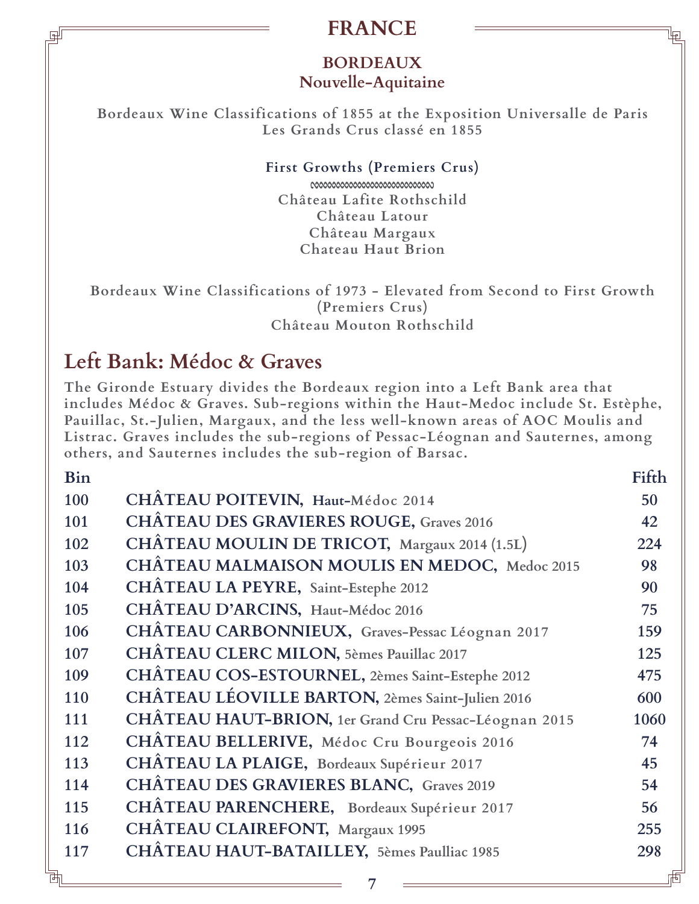# FRANCE

## BORDEAUX
### Nouvelle-Aquitaine

**Bordeaux Wine Classifications of 1855 at the Exposition Universalle de Paris**
**Les Grands Crus classé en 1855**

**First Growths (Premiers Crus)**

Château Lafite Rothschild
Château Latour
Château Margaux
Chateau Haut Brion

**Bordeaux Wine Classifications of 1973 - Elevated from Second to First Growth (Premiers Crus)**
Château Mouton Rothschild

## Left Bank: Médoc & Graves

The Gironde Estuary divides the Bordeaux region into a Left Bank area that includes Médoc & Graves. Sub-regions within the Haut-Medoc include St. Estèphe, Pauillac, St.-Julien, Margaux, and the less well-known areas of AOC Moulis and Listrac. Graves includes the sub-regions of Pessac-Léognan and Sauternes, among others, and Sauternes includes the sub-region of Barsac.

| Bin | | Fifth |
|---|---|---|
| 100 | **CHÂTEAU POITEVIN,** Haut-Médoc 2014 | 50 |
| 101 | **CHÂTEAU DES GRAVIERES ROUGE,** Graves 2016 | 42 |
| 102 | **CHÂTEAU MOULIN DE TRICOT,** Margaux 2014 (1.5L) | 224 |
| 103 | **CHÂTEAU MALMAISON MOULIS EN MEDOC,** Medoc 2015 | 98 |
| 104 | **CHÂTEAU LA PEYRE,** Saint-Estephe 2012 | 90 |
| 105 | **CHÂTEAU D'ARCINS,** Haut-Médoc 2016 | 75 |
| 106 | **CHÂTEAU CARBONNIEUX,** Graves-Pessac Léognan 2017 | 159 |
| 107 | **CHÂTEAU CLERC MILON,** 5èmes Pauillac 2017 | 125 |
| 109 | **CHÂTEAU COS-ESTOURNEL,** 2èmes Saint-Estephe 2012 | 475 |
| 110 | **CHÂTEAU LÉOVILLE BARTON,** 2èmes Saint-Julien 2016 | 600 |
| 111 | **CHÂTEAU HAUT-BRION,** 1er Grand Cru Pessac-Léognan 2015 | 1060 |
| 112 | **CHÂTEAU BELLERIVE,** Médoc Cru Bourgeois 2016 | 74 |
| 113 | **CHÂTEAU LA PLAIGE,** Bordeaux Supérieur 2017 | 45 |
| 114 | **CHÂTEAU DES GRAVIERES BLANC,** Graves 2019 | 54 |
| 115 | **CHÂTEAU PARENCHERE,** Bordeaux Supérieur 2017 | 56 |
| 116 | **CHÂTEAU CLAIREFONT,** Margaux 1995 | 255 |
| 117 | **CHÂTEAU HAUT-BATAILLEY,** 5èmes Paulliac 1985 | 298 |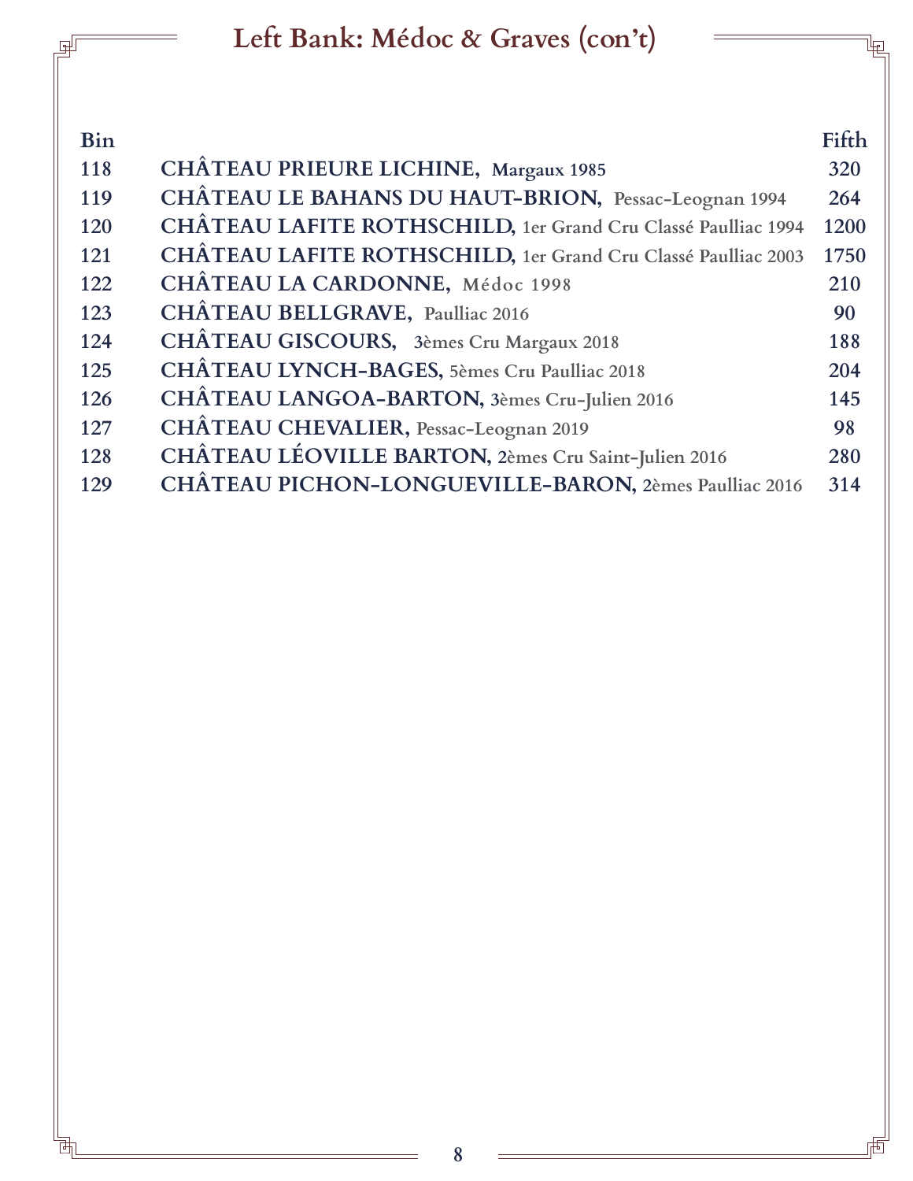# Left Bank: Médoc & Graves (con't)

| Bin | | Fifth |
|---|---|---|
| 118 | **CHÂTEAU PRIEURE LICHINE,** Margaux 1985 | 320 |
| 119 | **CHÂTEAU LE BAHANS DU HAUT-BRION,** Pessac-Leognan 1994 | 264 |
| 120 | **CHÂTEAU LAFITE ROTHSCHILD,** 1er Grand Cru Classé Paulliac 1994 | 1200 |
| 121 | **CHÂTEAU LAFITE ROTHSCHILD,** 1er Grand Cru Classé Paulliac 2003 | 1750 |
| 122 | **CHÂTEAU LA CARDONNE,** Médoc 1998 | 210 |
| 123 | **CHÂTEAU BELLGRAVE,** Paulliac 2016 | 90 |
| 124 | **CHÂTEAU GISCOURS,** 3èmes Cru Margaux 2018 | 188 |
| 125 | **CHÂTEAU LYNCH-BAGES,** 5èmes Cru Paulliac 2018 | 204 |
| 126 | **CHÂTEAU LANGOA-BARTON,** 3èmes Cru-Julien 2016 | 145 |
| 127 | **CHÂTEAU CHEVALIER,** Pessac-Leognan 2019 | 98 |
| 128 | **CHÂTEAU LÉOVILLE BARTON,** 2èmes Cru Saint-Julien 2016 | 280 |
| 129 | **CHÂTEAU PICHON-LONGUEVILLE-BARON,** 2èmes Paulliac 2016 | 314 |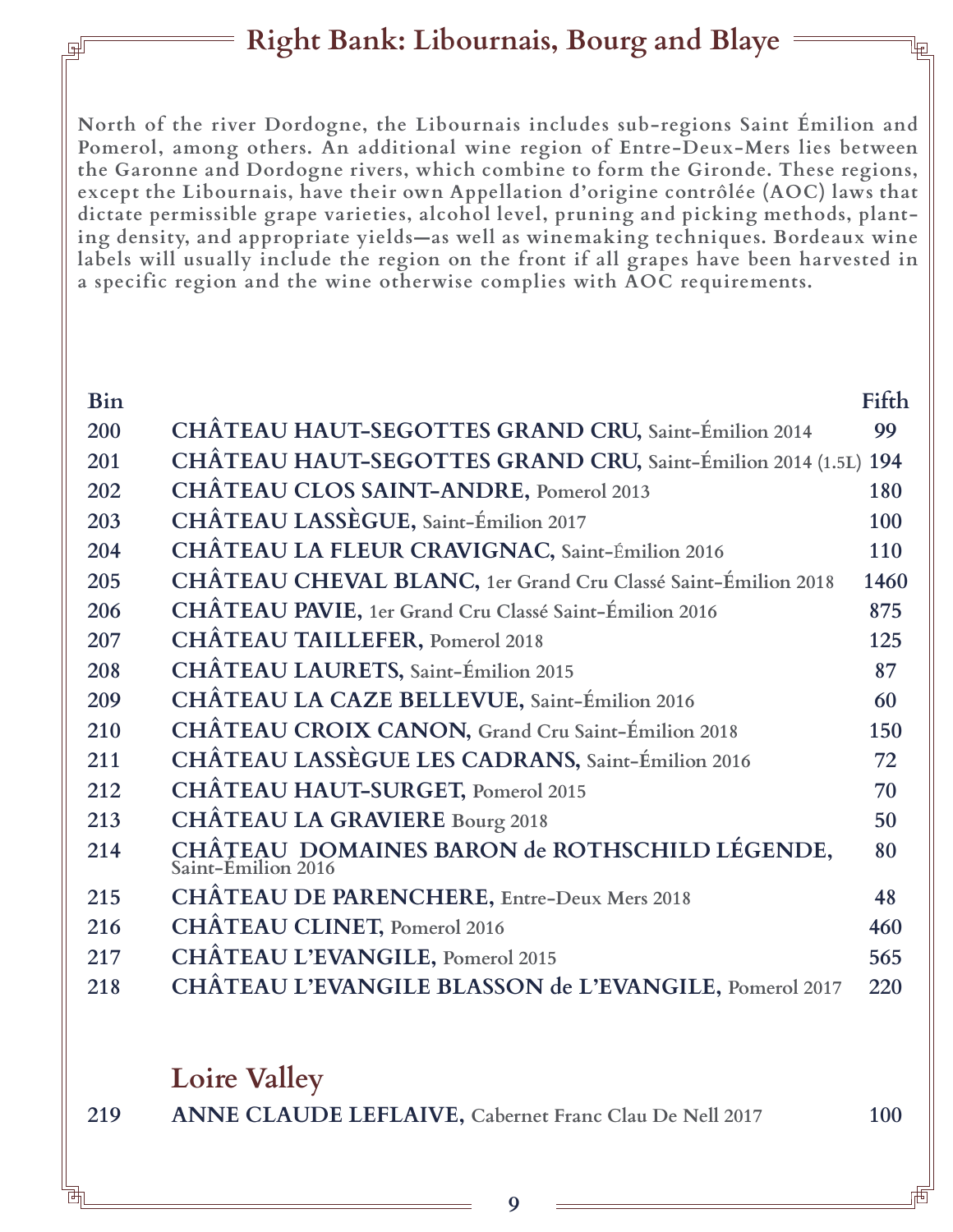## Right Bank: Libournais, Bourg and Blaye

**North of the river Dordogne, the Libournais includes sub-regions Saint Émilion and Pomerol, among others. An additional wine region of Entre-Deux-Mers lies between the Garonne and Dordogne rivers, which combine to form the Gironde. These regions, except the Libournais, have their own Appellation d'origine contrôlée (AOC) laws that dictate permissible grape varieties, alcohol level, pruning and picking methods, planting density, and appropriate yields—as well as winemaking techniques. Bordeaux wine labels will usually include the region on the front if all grapes have been harvested in a specific region and the wine otherwise complies with AOC requirements.**

| Bin | | Fifth |
|---|---|---|
| 200 | **CHÂTEAU HAUT-SEGOTTES GRAND CRU,** Saint-Émilion 2014 | 99 |
| 201 | **CHÂTEAU HAUT-SEGOTTES GRAND CRU,** Saint-Émilion 2014 (1.5L) | 194 |
| 202 | **CHÂTEAU CLOS SAINT-ANDRE,** Pomerol 2013 | 180 |
| 203 | **CHÂTEAU LASSÈGUE,** Saint-Émilion 2017 | 100 |
| 204 | **CHÂTEAU LA FLEUR CRAVIGNAC,** Saint-Émilion 2016 | 110 |
| 205 | **CHÂTEAU CHEVAL BLANC,** 1er Grand Cru Classé Saint-Émilion 2018 | 1460 |
| 206 | **CHÂTEAU PAVIE,** 1er Grand Cru Classé Saint-Émilion 2016 | 875 |
| 207 | **CHÂTEAU TAILLEFER,** Pomerol 2018 | 125 |
| 208 | **CHÂTEAU LAURETS,** Saint-Émilion 2015 | 87 |
| 209 | **CHÂTEAU LA CAZE BELLEVUE,** Saint-Émilion 2016 | 60 |
| 210 | **CHÂTEAU CROIX CANON,** Grand Cru Saint-Émilion 2018 | 150 |
| 211 | **CHÂTEAU LASSÈGUE LES CADRANS,** Saint-Émilion 2016 | 72 |
| 212 | **CHÂTEAU HAUT-SURGET,** Pomerol 2015 | 70 |
| 213 | **CHÂTEAU LA GRAVIERE** Bourg 2018 | 50 |
| 214 | **CHÂTEAU DOMAINES BARON de ROTHSCHILD LÉGENDE,** Saint-Émilion 2016 | 80 |
| 215 | **CHÂTEAU DE PARENCHERE,** Entre-Deux Mers 2018 | 48 |
| 216 | **CHÂTEAU CLINET,** Pomerol 2016 | 460 |
| 217 | **CHÂTEAU L'EVANGILE,** Pomerol 2015 | 565 |
| 218 | **CHÂTEAU L'EVANGILE BLASSON de L'EVANGILE,** Pomerol 2017 | 220 |

## Loire Valley

| Bin | | Fifth |
|---|---|---|
| 219 | **ANNE CLAUDE LEFLAIVE,** Cabernet Franc Clau De Nell 2017 | 100 |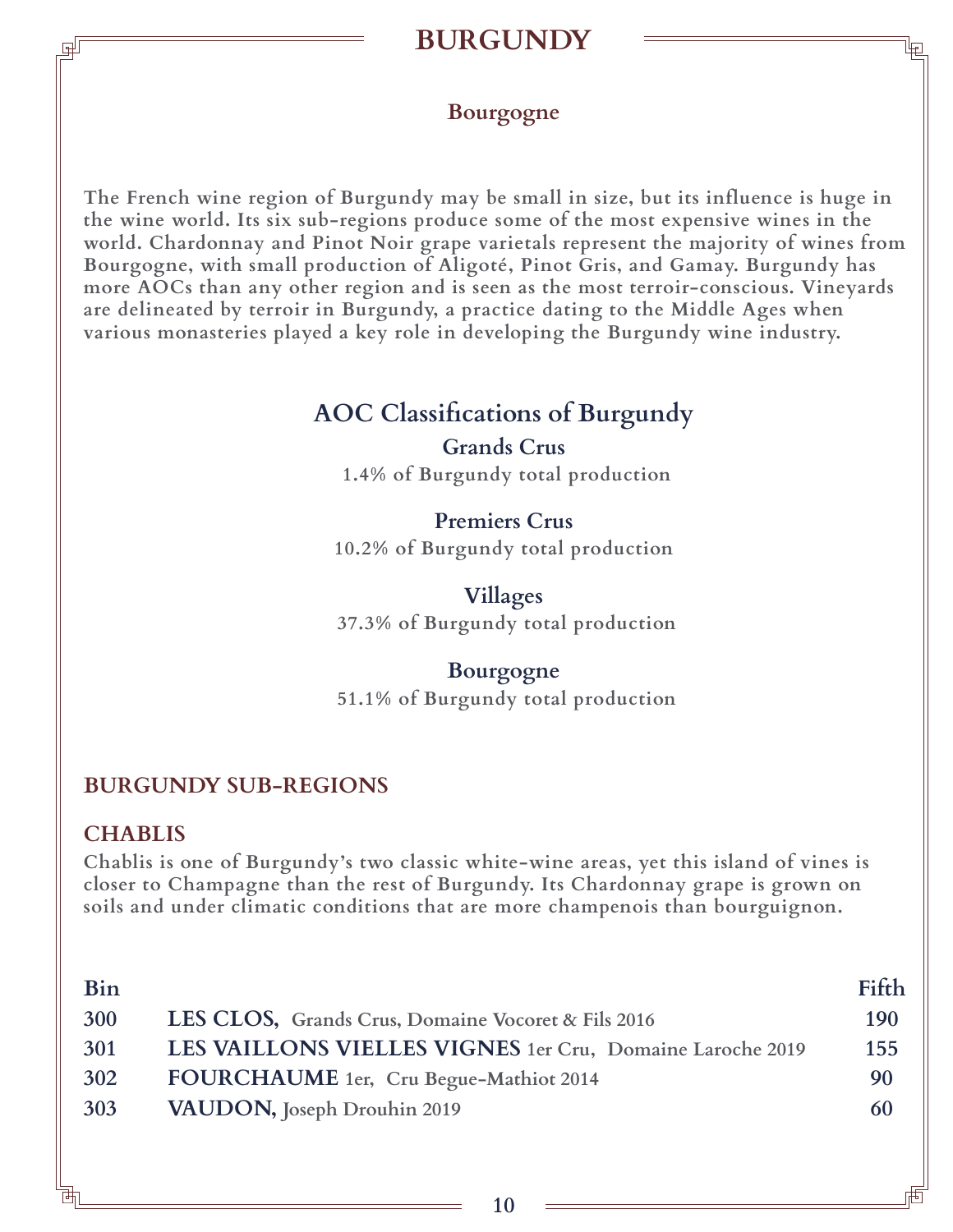# BURGUNDY

## Bourgogne

**The French wine region of Burgundy may be small in size, but its influence is huge in the wine world. Its six sub-regions produce some of the most expensive wines in the world. Chardonnay and Pinot Noir grape varietals represent the majority of wines from Bourgogne, with small production of Aligoté, Pinot Gris, and Gamay. Burgundy has more AOCs than any other region and is seen as the most terroir-conscious. Vineyards are delineated by terroir in Burgundy, a practice dating to the Middle Ages when various monasteries played a key role in developing the Burgundy wine industry.**

## AOC Classifications of Burgundy

### Grands Crus

**1.4% of Burgundy total production**

### Premiers Crus

**10.2% of Burgundy total production**

### Villages

**37.3% of Burgundy total production**

### Bourgogne

**51.1% of Burgundy total production**

## BURGUNDY SUB-REGIONS

### CHABLIS

**Chablis is one of Burgundy's two classic white-wine areas, yet this island of vines is closer to Champagne than the rest of Burgundy. Its Chardonnay grape is grown on soils and under climatic conditions that are more champenois than bourguignon.**

| Bin | | Fifth |
|---|---|---|
| 300 | **LES CLOS,** Grands Crus, Domaine Vocoret & Fils 2016 | 190 |
| 301 | **LES VAILLONS VIELLES VIGNES** 1er Cru, Domaine Laroche 2019 | 155 |
| 302 | **FOURCHAUME** 1er, Cru Begue-Mathiot 2014 | 90 |
| 303 | **VAUDON,** Joseph Drouhin 2019 | 60 |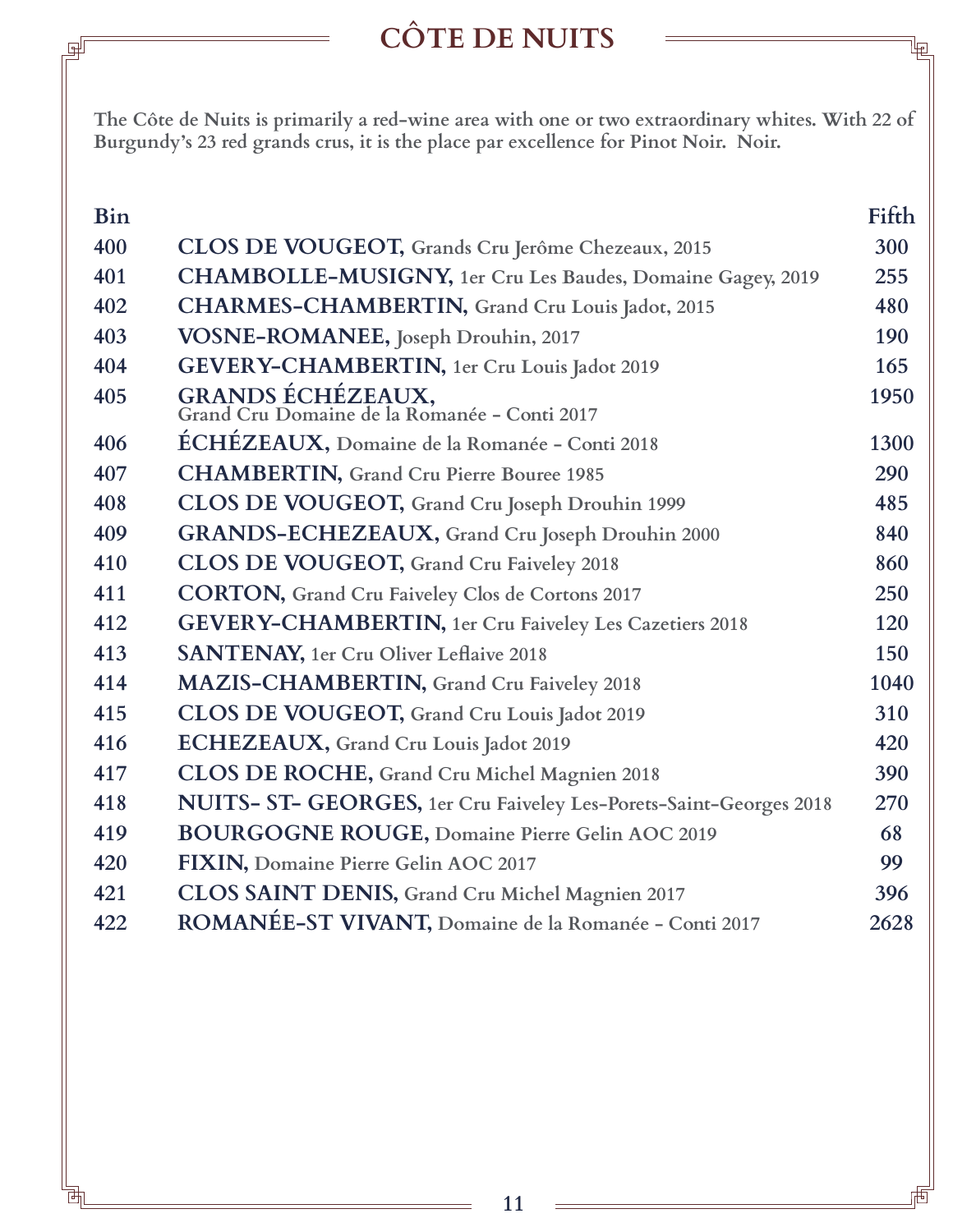# CÔTE DE NUITS

**The Côte de Nuits is primarily a red-wine area with one or two extraordinary whites. With 22 of Burgundy's 23 red grands crus, it is the place par excellence for Pinot Noir. Noir.**

| Bin | | Fifth |
|---|---|---|
| 400 | **CLOS DE VOUGEOT,** Grands Cru Jerôme Chezeaux, 2015 | 300 |
| 401 | **CHAMBOLLE-MUSIGNY,** 1er Cru Les Baudes, Domaine Gagey, 2019 | 255 |
| 402 | **CHARMES-CHAMBERTIN,** Grand Cru Louis Jadot, 2015 | 480 |
| 403 | **VOSNE-ROMANEE,** Joseph Drouhin, 2017 | 190 |
| 404 | **GEVERY-CHAMBERTIN,** 1er Cru Louis Jadot 2019 | 165 |
| 405 | **GRANDS ÉCHÉZEAUX,** Grand Cru Domaine de la Romanée - Conti 2017 | 1950 |
| 406 | **ÉCHÉZEAUX,** Domaine de la Romanée - Conti 2018 | 1300 |
| 407 | **CHAMBERTIN,** Grand Cru Pierre Bouree 1985 | 290 |
| 408 | **CLOS DE VOUGEOT,** Grand Cru Joseph Drouhin 1999 | 485 |
| 409 | **GRANDS-ECHEZEAUX,** Grand Cru Joseph Drouhin 2000 | 840 |
| 410 | **CLOS DE VOUGEOT,** Grand Cru Faiveley 2018 | 860 |
| 411 | **CORTON,** Grand Cru Faiveley Clos de Cortons 2017 | 250 |
| 412 | **GEVERY-CHAMBERTIN,** 1er Cru Faiveley Les Cazetiers 2018 | 120 |
| 413 | **SANTENAY,** 1er Cru Oliver Leflaive 2018 | 150 |
| 414 | **MAZIS-CHAMBERTIN,** Grand Cru Faiveley 2018 | 1040 |
| 415 | **CLOS DE VOUGEOT,** Grand Cru Louis Jadot 2019 | 310 |
| 416 | **ECHEZEAUX,** Grand Cru Louis Jadot 2019 | 420 |
| 417 | **CLOS DE ROCHE,** Grand Cru Michel Magnien 2018 | 390 |
| 418 | **NUITS- ST- GEORGES,** 1er Cru Faiveley Les-Porets-Saint-Georges 2018 | 270 |
| 419 | **BOURGOGNE ROUGE,** Domaine Pierre Gelin AOC 2019 | 68 |
| 420 | **FIXIN,** Domaine Pierre Gelin AOC 2017 | 99 |
| 421 | **CLOS SAINT DENIS,** Grand Cru Michel Magnien 2017 | 396 |
| 422 | **ROMANÉE-ST VIVANT,** Domaine de la Romanée - Conti 2017 | 2628 |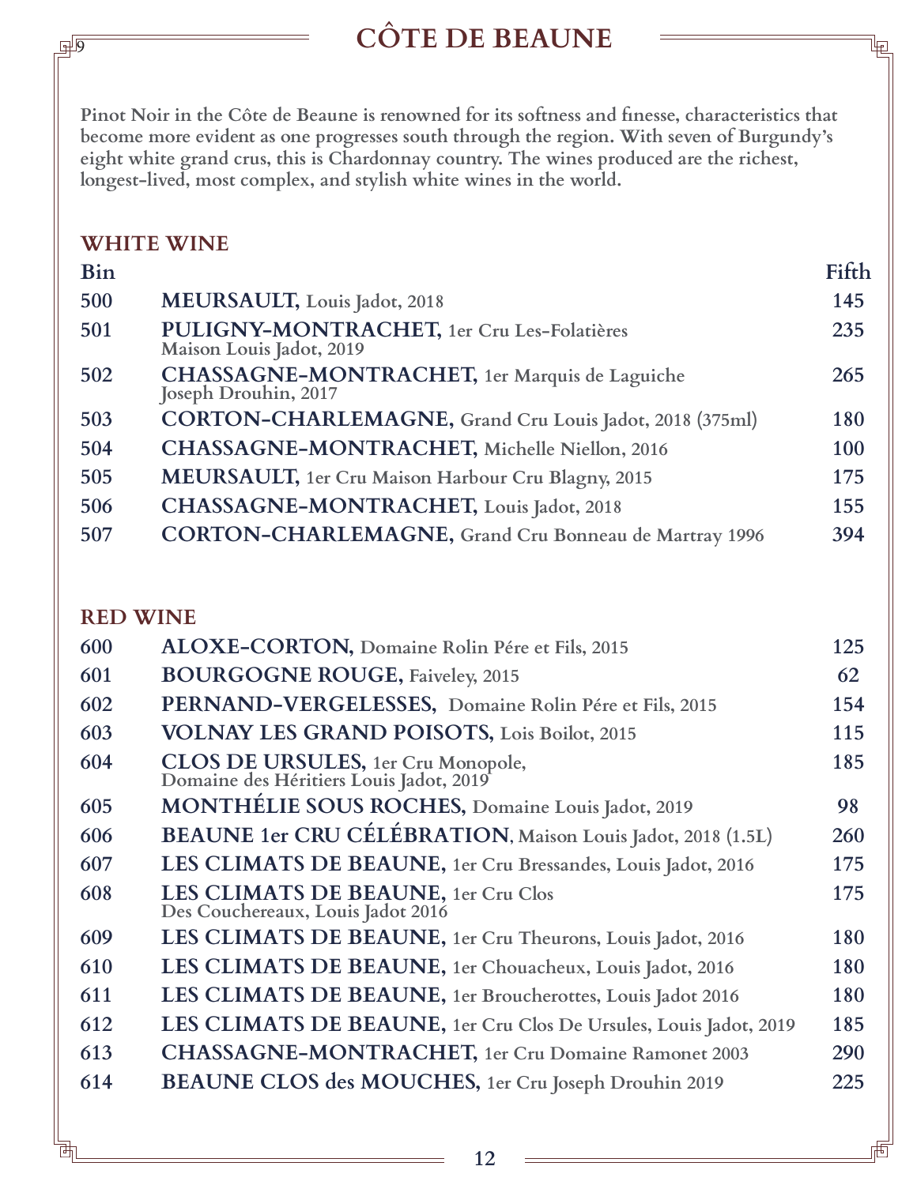# CÔTE DE BEAUNE

**Pinot Noir in the Côte de Beaune is renowned for its softness and finesse, characteristics that become more evident as one progresses south through the region. With seven of Burgundy's eight white grand crus, this is Chardonnay country. The wines produced are the richest, longest-lived, most complex, and stylish white wines in the world.**

## WHITE WINE

| Bin | | Fifth |
|---|---|---|
| 500 | **MEURSAULT,** Louis Jadot, 2018 | 145 |
| 501 | **PULIGNY-MONTRACHET,** 1er Cru Les-Folatières Maison Louis Jadot, 2019 | 235 |
| 502 | **CHASSAGNE-MONTRACHET,** 1er Marquis de Laguiche Joseph Drouhin, 2017 | 265 |
| 503 | **CORTON-CHARLEMAGNE,** Grand Cru Louis Jadot, 2018 (375ml) | 180 |
| 504 | **CHASSAGNE-MONTRACHET,** Michelle Niellon, 2016 | 100 |
| 505 | **MEURSAULT,** 1er Cru Maison Harbour Cru Blagny, 2015 | 175 |
| 506 | **CHASSAGNE-MONTRACHET,** Louis Jadot, 2018 | 155 |
| 507 | **CORTON-CHARLEMAGNE,** Grand Cru Bonneau de Martray 1996 | 394 |

## RED WINE

| Bin | | Fifth |
|---|---|---|
| 600 | **ALOXE-CORTON,** Domaine Rolin Pére et Fils, 2015 | 125 |
| 601 | **BOURGOGNE ROUGE,** Faiveley, 2015 | 62 |
| 602 | **PERNAND-VERGELESSES,** Domaine Rolin Pére et Fils, 2015 | 154 |
| 603 | **VOLNAY LES GRAND POISOTS,** Lois Boilot, 2015 | 115 |
| 604 | **CLOS DE URSULES,** 1er Cru Monopole, Domaine des Héritiers Louis Jadot, 2019 | 185 |
| 605 | **MONTHÉLIE SOUS ROCHES,** Domaine Louis Jadot, 2019 | 98 |
| 606 | **BEAUNE 1er CRU CÉLÉBRATION**, Maison Louis Jadot, 2018 (1.5L) | 260 |
| 607 | **LES CLIMATS DE BEAUNE,** 1er Cru Bressandes, Louis Jadot, 2016 | 175 |
| 608 | **LES CLIMATS DE BEAUNE,** 1er Cru Clos Des Couchereaux, Louis Jadot 2016 | 175 |
| 609 | **LES CLIMATS DE BEAUNE,** 1er Cru Theurons, Louis Jadot, 2016 | 180 |
| 610 | **LES CLIMATS DE BEAUNE,** 1er Chouacheux, Louis Jadot, 2016 | 180 |
| 611 | **LES CLIMATS DE BEAUNE,** 1er Broucherottes, Louis Jadot 2016 | 180 |
| 612 | **LES CLIMATS DE BEAUNE,** 1er Cru Clos De Ursules, Louis Jadot, 2019 | 185 |
| 613 | **CHASSAGNE-MONTRACHET,** 1er Cru Domaine Ramonet 2003 | 290 |
| 614 | **BEAUNE CLOS des MOUCHES,** 1er Cru Joseph Drouhin 2019 | 225 |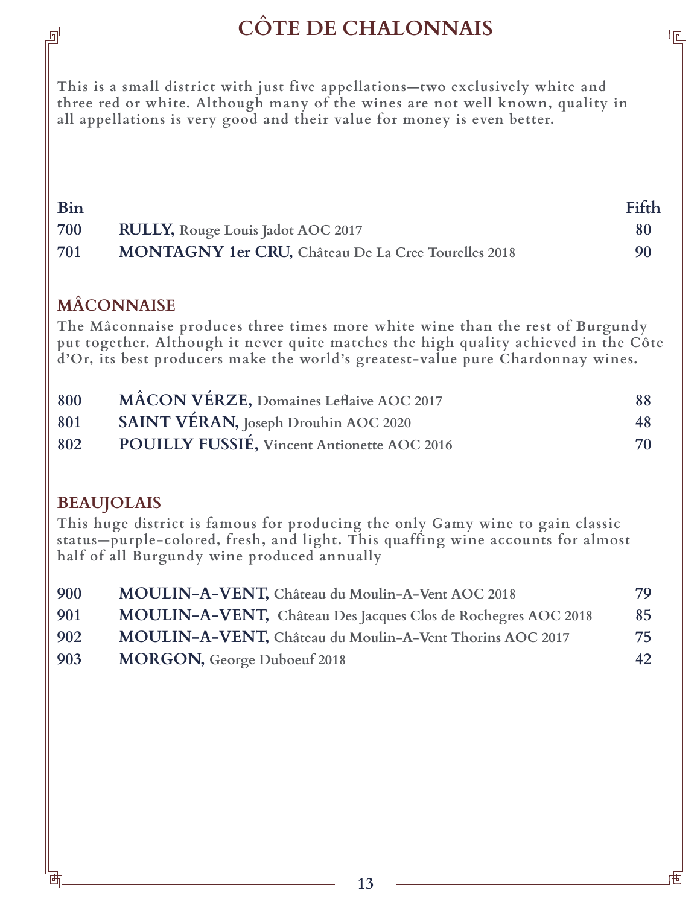# CÔTE DE CHALONNAIS

**This is a small district with just five appellations—two exclusively white and three red or white. Although many of the wines are not well known, quality in all appellations is very good and their value for money is even better.**

| Bin | | Fifth |
|---|---|---|
| 700 | **RULLY,** Rouge Louis Jadot AOC 2017 | 80 |
| 701 | **MONTAGNY 1er CRU,** Château De La Cree Tourelles 2018 | 90 |

## MÂCONNAISE

**The Mâconnaise produces three times more white wine than the rest of Burgundy put together. Although it never quite matches the high quality achieved in the Côte d'Or, its best producers make the world's greatest-value pure Chardonnay wines.**

| Bin | | Fifth |
|---|---|---|
| 800 | **MÂCON VÉRZE,** Domaines Leflaive AOC 2017 | 88 |
| 801 | **SAINT VÉRAN,** Joseph Drouhin AOC 2020 | 48 |
| 802 | **POUILLY FUSSIÉ,** Vincent Antionette AOC 2016 | 70 |

## BEAUJOLAIS

**This huge district is famous for producing the only Gamy wine to gain classic status—purple-colored, fresh, and light. This quaffing wine accounts for almost half of all Burgundy wine produced annually**

| Bin | | Fifth |
|---|---|---|
| 900 | **MOULIN-A-VENT,** Château du Moulin-A-Vent AOC 2018 | 79 |
| 901 | **MOULIN-A-VENT,** Château Des Jacques Clos de Rochegres AOC 2018 | 85 |
| 902 | **MOULIN-A-VENT,** Château du Moulin-A-Vent Thorins AOC 2017 | 75 |
| 903 | **MORGON,** George Duboeuf 2018 | 42 |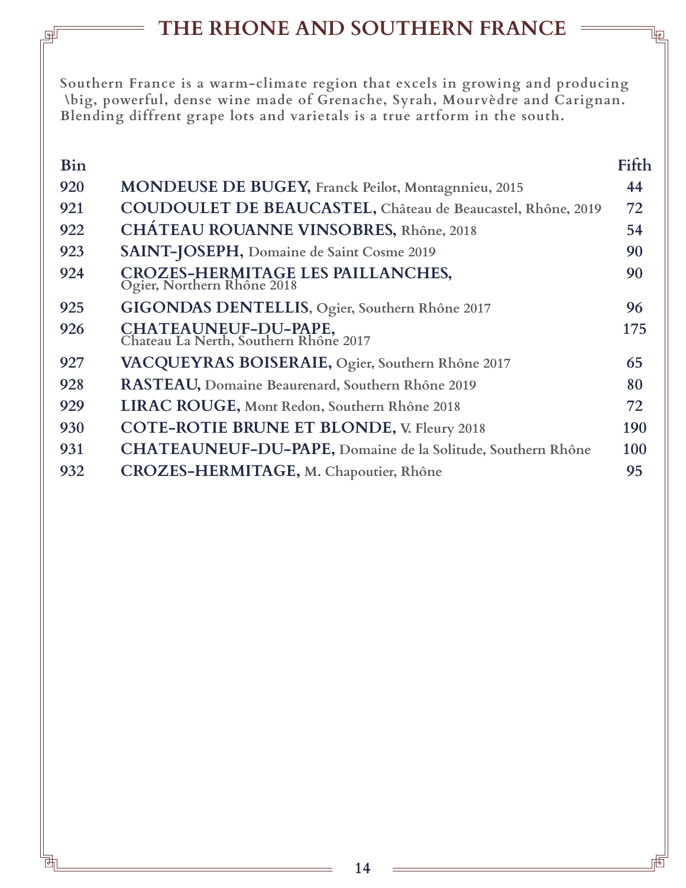# THE RHONE AND SOUTHERN FRANCE

Southern France is a warm-climate region that excels in growing and producing \big, powerful, dense wine made of Grenache, Syrah, Mourvèdre and Carignan. Blending diffrent grape lots and varietals is a true artform in the south.

| Bin | | Fifth |
|---|---|---|
| 920 | **MONDEUSE DE BUGEY,** Franck Peilot, Montagnnieu, 2015 | 44 |
| 921 | **COUDOULET DE BEAUCASTEL,** Château de Beaucastel, Rhône, 2019 | 72 |
| 922 | **CHÁTEAU ROUANNE VINSOBRES,** Rhône, 2018 | 54 |
| 923 | **SAINT-JOSEPH,** Domaine de Saint Cosme 2019 | 90 |
| 924 | **CROZES-HERMITAGE LES PAILLANCHES,** Ogier, Northern Rhône 2018 | 90 |
| 925 | **GIGONDAS DENTELLIS**, Ogier, Southern Rhône 2017 | 96 |
| 926 | **CHATEAUNEUF-DU-PAPE,** Chateau La Nerth, Southern Rhône 2017 | 175 |
| 927 | **VACQUEYRAS BOISERAIE,** Ogier, Southern Rhône 2017 | 65 |
| 928 | **RASTEAU,** Domaine Beaurenard, Southern Rhône 2019 | 80 |
| 929 | **LIRAC ROUGE,** Mont Redon, Southern Rhône 2018 | 72 |
| 930 | **COTE-ROTIE BRUNE ET BLONDE,** V. Fleury 2018 | 190 |
| 931 | **CHATEAUNEUF-DU-PAPE,** Domaine de la Solitude, Southern Rhône | 100 |
| 932 | **CROZES-HERMITAGE,** M. Chapoutier, Rhône | 95 |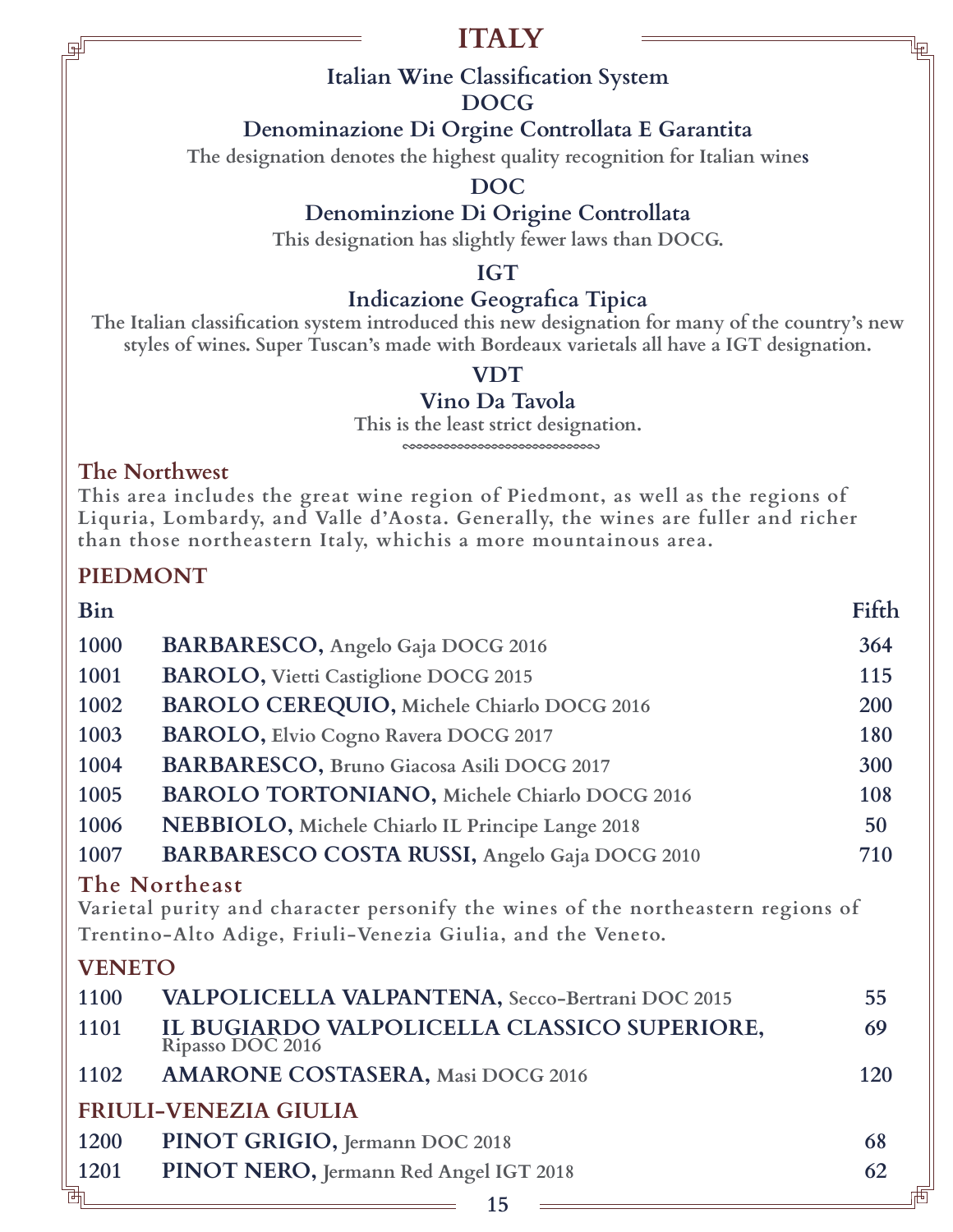# ITALY

## Italian Wine Classification System

### DOCG

### Denominazione Di Orgine Controllata E Garantita

The designation denotes the highest quality recognition for Italian wines

### DOC

### Denominzione Di Origine Controllata

This designation has slightly fewer laws than DOCG.

### IGT

### Indicazione Geografica Tipica

The Italian classification system introduced this new designation for many of the country's new styles of wines. Super Tuscan's made with Bordeaux varietals all have a IGT designation.

### VDT

### Vino Da Tavola

This is the least strict designation.

## The Northwest

This area includes the great wine region of Piedmont, as well as the regions of Liquria, Lombardy, and Valle d'Aosta. Generally, the wines are fuller and richer than those northeastern Italy, whichis a more mountainous area.

### PIEDMONT

| Bin | | Fifth |
|---|---|---|
| 1000 | **BARBARESCO,** Angelo Gaja DOCG 2016 | 364 |
| 1001 | **BAROLO,** Vietti Castiglione DOCG 2015 | 115 |
| 1002 | **BAROLO CEREQUIO,** Michele Chiarlo DOCG 2016 | 200 |
| 1003 | **BAROLO,** Elvio Cogno Ravera DOCG 2017 | 180 |
| 1004 | **BARBARESCO,** Bruno Giacosa Asili DOCG 2017 | 300 |
| 1005 | **BAROLO TORTONIANO,** Michele Chiarlo DOCG 2016 | 108 |
| 1006 | **NEBBIOLO,** Michele Chiarlo IL Principe Lange 2018 | 50 |
| 1007 | **BARBARESCO COSTA RUSSI,** Angelo Gaja DOCG 2010 | 710 |

## The Northeast

Varietal purity and character personify the wines of the northeastern regions of Trentino-Alto Adige, Friuli-Venezia Giulia, and the Veneto.

### VENETO

| Bin | | Fifth |
|---|---|---|
| 1100 | **VALPOLICELLA VALPANTENA,** Secco-Bertrani DOC 2015 | 55 |
| 1101 | **IL BUGIARDO VALPOLICELLA CLASSICO SUPERIORE,** Ripasso DOC 2016 | 69 |
| 1102 | **AMARONE COSTASERA,** Masi DOCG 2016 | 120 |

### FRIULI-VENEZIA GIULIA

| Bin | | Fifth |
|---|---|---|
| 1200 | **PINOT GRIGIO,** Jermann DOC 2018 | 68 |
| 1201 | **PINOT NERO,** Jermann Red Angel IGT 2018 | 62 |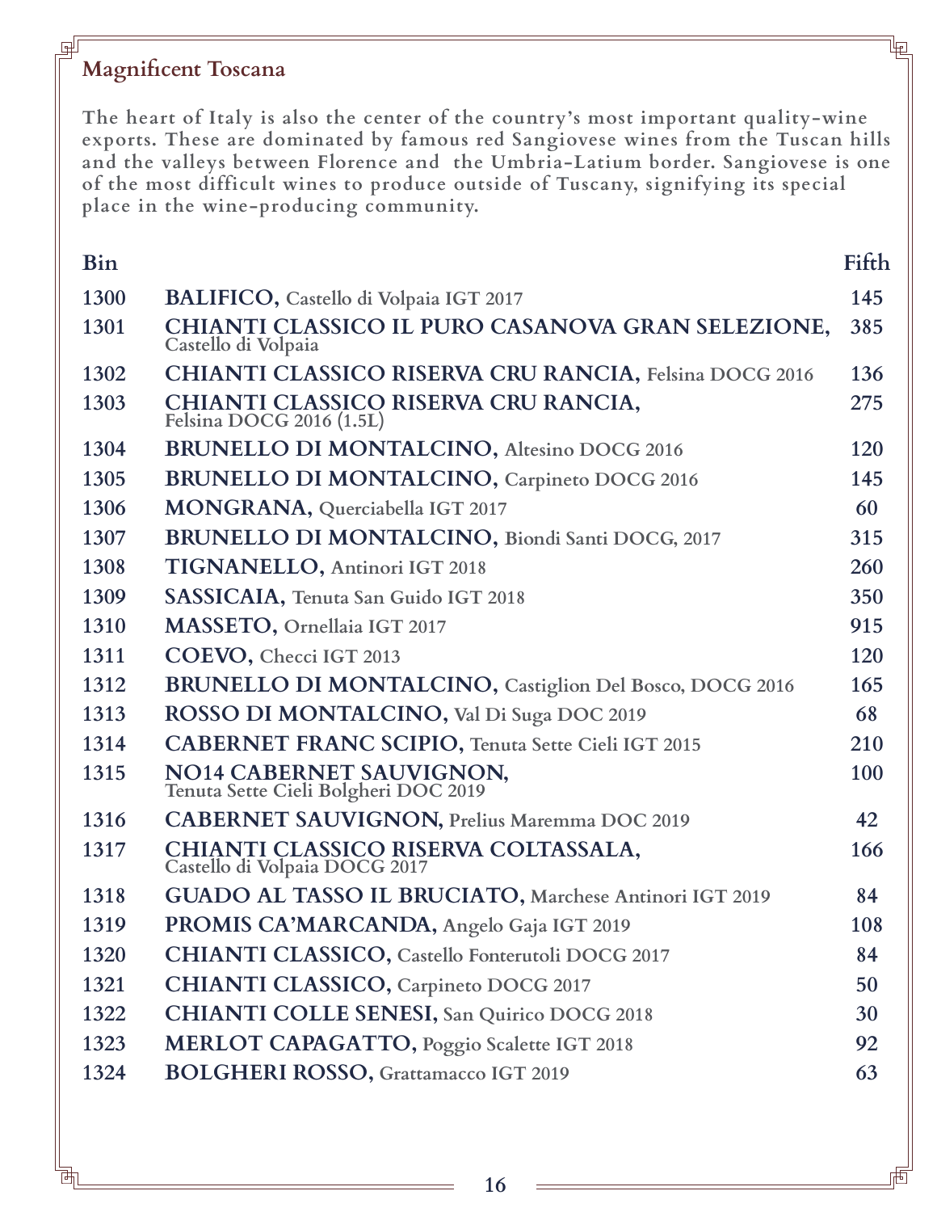## Magnificent Toscana

The heart of Italy is also the center of the country's most important quality-wine exports. These are dominated by famous red Sangiovese wines from the Tuscan hills and the valleys between Florence and the Umbria-Latium border. Sangiovese is one of the most difficult wines to produce outside of Tuscany, signifying its special place in the wine-producing community.

| Bin | | Fifth |
|---|---|---|
| 1300 | **BALIFICO,** Castello di Volpaia IGT 2017 | 145 |
| 1301 | **CHIANTI CLASSICO IL PURO CASANOVA GRAN SELEZIONE,** Castello di Volpaia | 385 |
| 1302 | **CHIANTI CLASSICO RISERVA CRU RANCIA,** Felsina DOCG 2016 | 136 |
| 1303 | **CHIANTI CLASSICO RISERVA CRU RANCIA,** Felsina DOCG 2016 (1.5L) | 275 |
| 1304 | **BRUNELLO DI MONTALCINO,** Altesino DOCG 2016 | 120 |
| 1305 | **BRUNELLO DI MONTALCINO,** Carpineto DOCG 2016 | 145 |
| 1306 | **MONGRANA,** Querciabella IGT 2017 | 60 |
| 1307 | **BRUNELLO DI MONTALCINO,** Biondi Santi DOCG, 2017 | 315 |
| 1308 | **TIGNANELLO,** Antinori IGT 2018 | 260 |
| 1309 | **SASSICAIA,** Tenuta San Guido IGT 2018 | 350 |
| 1310 | **MASSETO,** Ornellaia IGT 2017 | 915 |
| 1311 | **COEVO,** Checci IGT 2013 | 120 |
| 1312 | **BRUNELLO DI MONTALCINO,** Castiglion Del Bosco, DOCG 2016 | 165 |
| 1313 | **ROSSO DI MONTALCINO,** Val Di Suga DOC 2019 | 68 |
| 1314 | **CABERNET FRANC SCIPIO,** Tenuta Sette Cieli IGT 2015 | 210 |
| 1315 | **NO14 CABERNET SAUVIGNON,** Tenuta Sette Cieli Bolgheri DOC 2019 | 100 |
| 1316 | **CABERNET SAUVIGNON,** Prelius Maremma DOC 2019 | 42 |
| 1317 | **CHIANTI CLASSICO RISERVA COLTASSALA,** Castello di Volpaia DOCG 2017 | 166 |
| 1318 | **GUADO AL TASSO IL BRUCIATO,** Marchese Antinori IGT 2019 | 84 |
| 1319 | **PROMIS CA'MARCANDA,** Angelo Gaja IGT 2019 | 108 |
| 1320 | **CHIANTI CLASSICO,** Castello Fonterutoli DOCG 2017 | 84 |
| 1321 | **CHIANTI CLASSICO,** Carpineto DOCG 2017 | 50 |
| 1322 | **CHIANTI COLLE SENESI,** San Quirico DOCG 2018 | 30 |
| 1323 | **MERLOT CAPAGATTO,** Poggio Scalette IGT 2018 | 92 |
| 1324 | **BOLGHERI ROSSO,** Grattamacco IGT 2019 | 63 |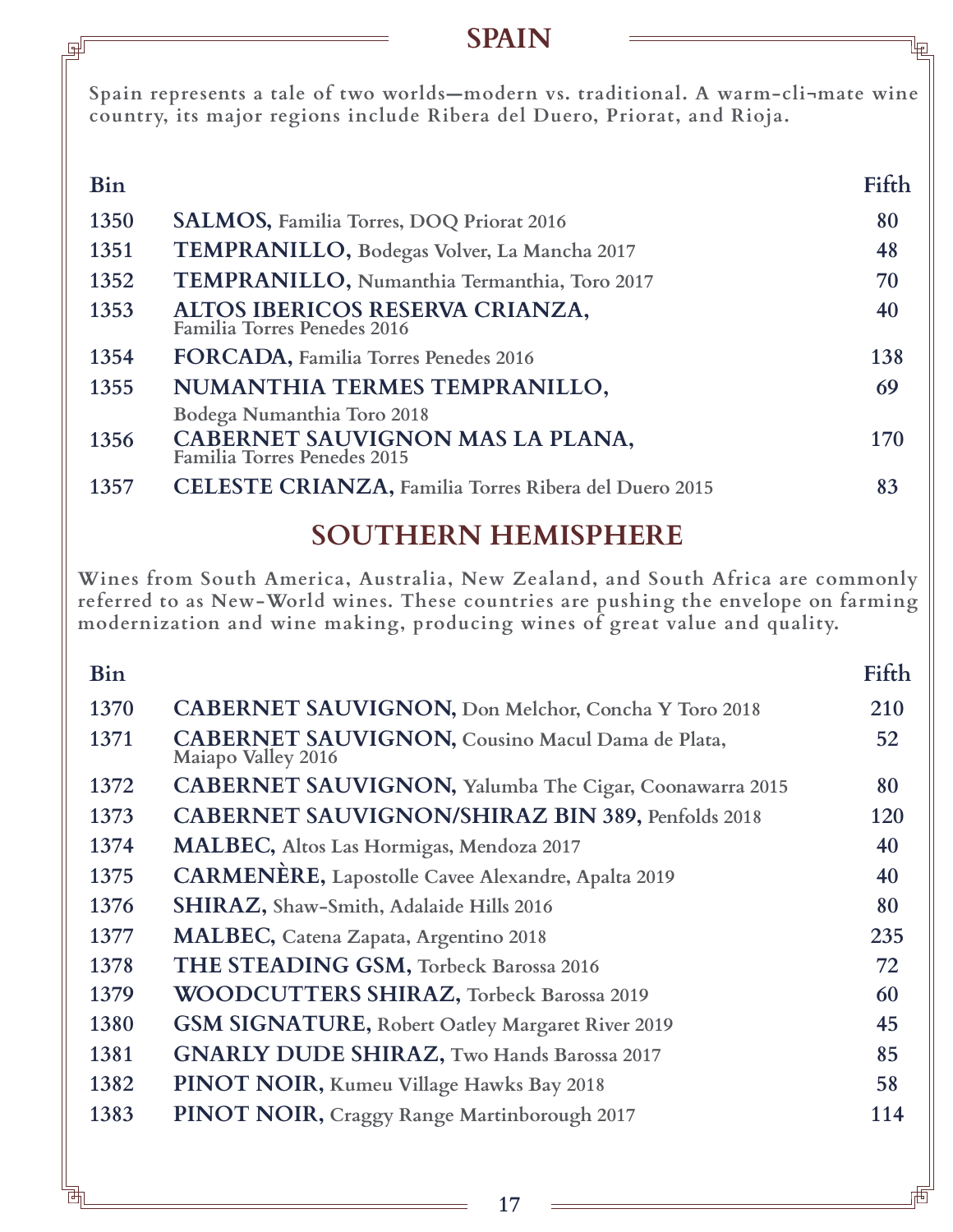## SPAIN

**Spain represents a tale of two worlds—modern vs. traditional. A warm-cli¬mate wine country, its major regions include Ribera del Duero, Priorat, and Rioja.**

| Bin | | Fifth |
|---|---|---|
| 1350 | **SALMOS,** Familia Torres, DOQ Priorat 2016 | 80 |
| 1351 | **TEMPRANILLO,** Bodegas Volver, La Mancha 2017 | 48 |
| 1352 | **TEMPRANILLO,** Numanthia Termanthia, Toro 2017 | 70 |
| 1353 | **ALTOS IBERICOS RESERVA CRIANZA,** Familia Torres Penedes 2016 | 40 |
| 1354 | **FORCADA,** Familia Torres Penedes 2016 | 138 |
| 1355 | **NUMANTHIA TERMES TEMPRANILLO,** Bodega Numanthia Toro 2018 | 69 |
| 1356 | **CABERNET SAUVIGNON MAS LA PLANA,** Familia Torres Penedes 2015 | 170 |
| 1357 | **CELESTE CRIANZA,** Familia Torres Ribera del Duero 2015 | 83 |

## SOUTHERN HEMISPHERE

**Wines from South America, Australia, New Zealand, and South Africa are commonly referred to as New-World wines. These countries are pushing the envelope on farming modernization and wine making, producing wines of great value and quality.**

| Bin | | Fifth |
|---|---|---|
| 1370 | **CABERNET SAUVIGNON,** Don Melchor, Concha Y Toro 2018 | 210 |
| 1371 | **CABERNET SAUVIGNON,** Cousino Macul Dama de Plata, Maiapo Valley 2016 | 52 |
| 1372 | **CABERNET SAUVIGNON,** Yalumba The Cigar, Coonawarra 2015 | 80 |
| 1373 | **CABERNET SAUVIGNON/SHIRAZ BIN 389,** Penfolds 2018 | 120 |
| 1374 | **MALBEC,** Altos Las Hormigas, Mendoza 2017 | 40 |
| 1375 | **CARMENÈRE,** Lapostolle Cavee Alexandre, Apalta 2019 | 40 |
| 1376 | **SHIRAZ,** Shaw-Smith, Adalaide Hills 2016 | 80 |
| 1377 | **MALBEC,** Catena Zapata, Argentino 2018 | 235 |
| 1378 | **THE STEADING GSM,** Torbeck Barossa 2016 | 72 |
| 1379 | **WOODCUTTERS SHIRAZ,** Torbeck Barossa 2019 | 60 |
| 1380 | **GSM SIGNATURE,** Robert Oatley Margaret River 2019 | 45 |
| 1381 | **GNARLY DUDE SHIRAZ,** Two Hands Barossa 2017 | 85 |
| 1382 | **PINOT NOIR,** Kumeu Village Hawks Bay 2018 | 58 |
| 1383 | **PINOT NOIR,** Craggy Range Martinborough 2017 | 114 |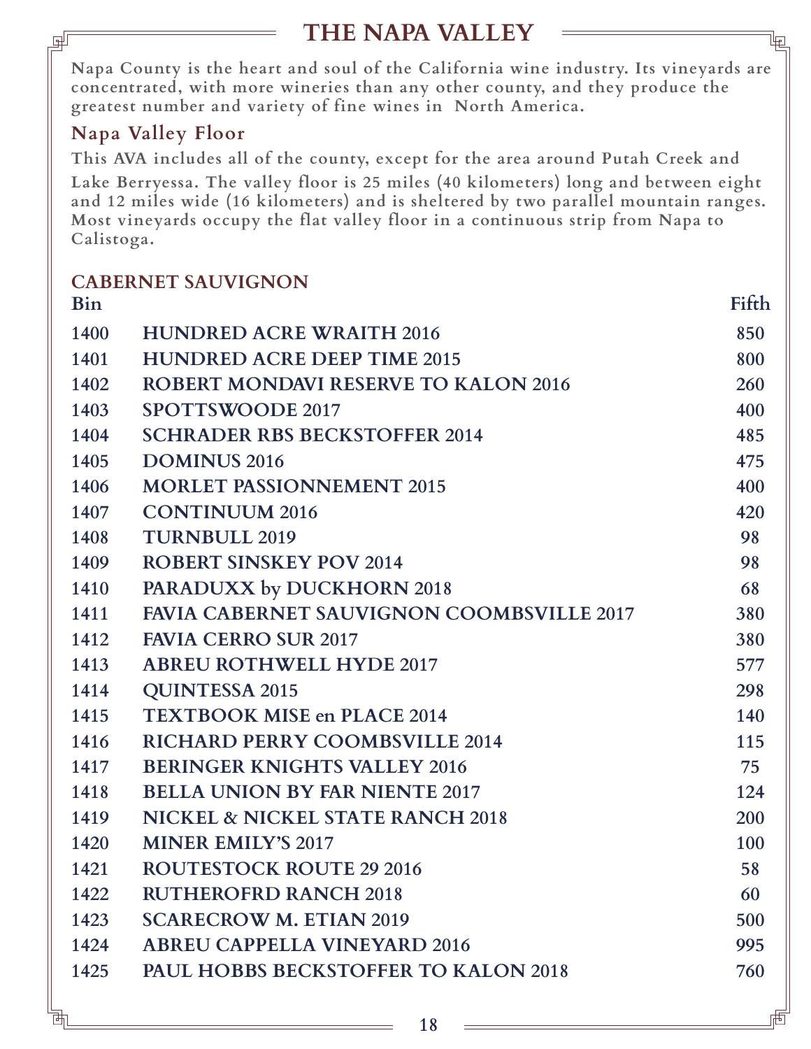# THE NAPA VALLEY

**Napa County is the heart and soul of the California wine industry. Its vineyards are concentrated, with more wineries than any other county, and they produce the greatest number and variety of fine wines in North America.**

## Napa Valley Floor

**This AVA includes all of the county, except for the area around Putah Creek and Lake Berryessa. The valley floor is 25 miles (40 kilometers) long and between eight and 12 miles wide (16 kilometers) and is sheltered by two parallel mountain ranges. Most vineyards occupy the flat valley floor in a continuous strip from Napa to Calistoga.**

### CABERNET SAUVIGNON

| Bin | | Fifth |
|---|---|---|
| 1400 | HUNDRED ACRE WRAITH 2016 | 850 |
| 1401 | HUNDRED ACRE DEEP TIME 2015 | 800 |
| 1402 | ROBERT MONDAVI RESERVE TO KALON 2016 | 260 |
| 1403 | SPOTTSWOODE 2017 | 400 |
| 1404 | SCHRADER RBS BECKSTOFFER 2014 | 485 |
| 1405 | DOMINUS 2016 | 475 |
| 1406 | MORLET PASSIONNEMENT 2015 | 400 |
| 1407 | CONTINUUM 2016 | 420 |
| 1408 | TURNBULL 2019 | 98 |
| 1409 | ROBERT SINSKEY POV 2014 | 98 |
| 1410 | PARADUXX by DUCKHORN 2018 | 68 |
| 1411 | FAVIA CABERNET SAUVIGNON COOMBSVILLE 2017 | 380 |
| 1412 | FAVIA CERRO SUR 2017 | 380 |
| 1413 | ABREU ROTHWELL HYDE 2017 | 577 |
| 1414 | QUINTESSA 2015 | 298 |
| 1415 | TEXTBOOK MISE en PLACE 2014 | 140 |
| 1416 | RICHARD PERRY COOMBSVILLE 2014 | 115 |
| 1417 | BERINGER KNIGHTS VALLEY 2016 | 75 |
| 1418 | BELLA UNION BY FAR NIENTE 2017 | 124 |
| 1419 | NICKEL & NICKEL STATE RANCH 2018 | 200 |
| 1420 | MINER EMILY'S 2017 | 100 |
| 1421 | ROUTESTOCK ROUTE 29 2016 | 58 |
| 1422 | RUTHEROFRD RANCH 2018 | 60 |
| 1423 | SCARECROW M. ETIAN 2019 | 500 |
| 1424 | ABREU CAPPELLA VINEYARD 2016 | 995 |
| 1425 | PAUL HOBBS BECKSTOFFER TO KALON 2018 | 760 |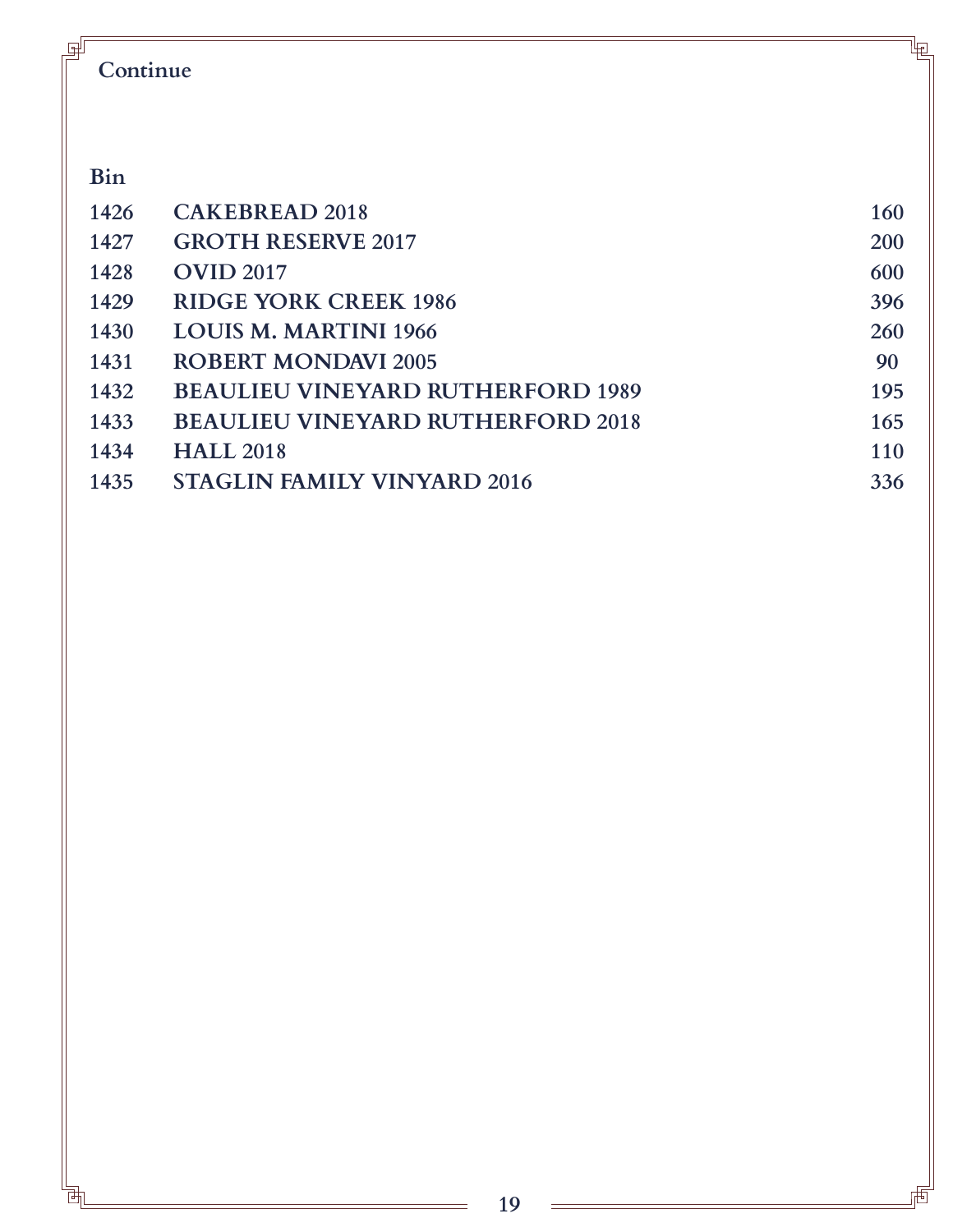**Continue**

| Bin | | |
|---|---|---|
| 1426 | **CAKEBREAD 2018** | **160** |
| 1427 | **GROTH RESERVE 2017** | **200** |
| 1428 | **OVID 2017** | **600** |
| 1429 | **RIDGE YORK CREEK 1986** | **396** |
| 1430 | **LOUIS M. MARTINI 1966** | **260** |
| 1431 | **ROBERT MONDAVI 2005** | **90** |
| 1432 | **BEAULIEU VINEYARD RUTHERFORD 1989** | **195** |
| 1433 | **BEAULIEU VINEYARD RUTHERFORD 2018** | **165** |
| 1434 | **HALL 2018** | **110** |
| 1435 | **STAGLIN FAMILY VINYARD 2016** | **336** |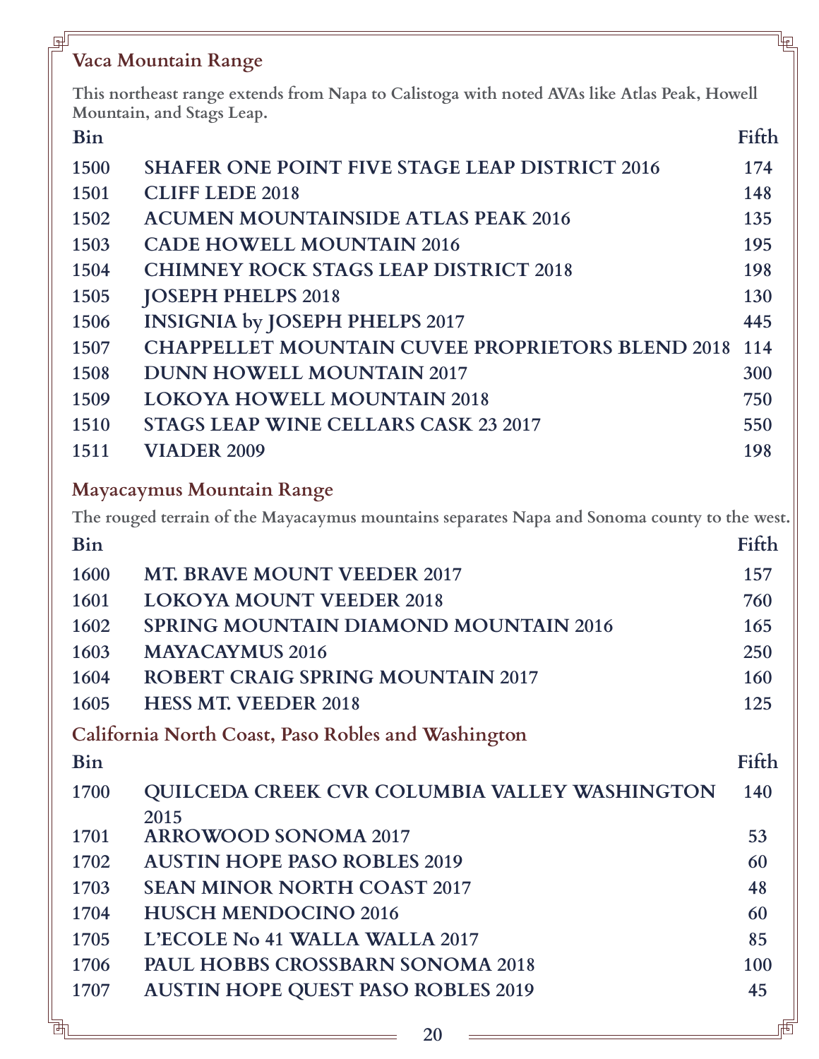## Vaca Mountain Range

**This northeast range extends from Napa to Calistoga with noted AVAs like Atlas Peak, Howell Mountain, and Stags Leap.**

| Bin | | Fifth |
|---|---|---|
| 1500 | SHAFER ONE POINT FIVE STAGE LEAP DISTRICT 2016 | 174 |
| 1501 | CLIFF LEDE 2018 | 148 |
| 1502 | ACUMEN MOUNTAINSIDE ATLAS PEAK 2016 | 135 |
| 1503 | CADE HOWELL MOUNTAIN 2016 | 195 |
| 1504 | CHIMNEY ROCK STAGS LEAP DISTRICT 2018 | 198 |
| 1505 | JOSEPH PHELPS 2018 | 130 |
| 1506 | INSIGNIA by JOSEPH PHELPS 2017 | 445 |
| 1507 | CHAPPELLET MOUNTAIN CUVEE PROPRIETORS BLEND 2018 | 114 |
| 1508 | DUNN HOWELL MOUNTAIN 2017 | 300 |
| 1509 | LOKOYA HOWELL MOUNTAIN 2018 | 750 |
| 1510 | STAGS LEAP WINE CELLARS CASK 23 2017 | 550 |
| 1511 | VIADER 2009 | 198 |

## Mayacaymus Mountain Range

**The rouged terrain of the Mayacaymus mountains separates Napa and Sonoma county to the west.**

| Bin | | Fifth |
|---|---|---|
| 1600 | MT. BRAVE MOUNT VEEDER 2017 | 157 |
| 1601 | LOKOYA MOUNT VEEDER 2018 | 760 |
| 1602 | SPRING MOUNTAIN DIAMOND MOUNTAIN 2016 | 165 |
| 1603 | MAYACAYMUS 2016 | 250 |
| 1604 | ROBERT CRAIG SPRING MOUNTAIN 2017 | 160 |
| 1605 | HESS MT. VEEDER 2018 | 125 |

## California North Coast, Paso Robles and Washington

| Bin | | Fifth |
|---|---|---|
| 1700 | QUILCEDA CREEK CVR COLUMBIA VALLEY WASHINGTON 2015 | 140 |
| 1701 | ARROWOOD SONOMA 2017 | 53 |
| 1702 | AUSTIN HOPE PASO ROBLES 2019 | 60 |
| 1703 | SEAN MINOR NORTH COAST 2017 | 48 |
| 1704 | HUSCH MENDOCINO 2016 | 60 |
| 1705 | L'ECOLE No 41 WALLA WALLA 2017 | 85 |
| 1706 | PAUL HOBBS CROSSBARN SONOMA 2018 | 100 |
| 1707 | AUSTIN HOPE QUEST PASO ROBLES 2019 | 45 |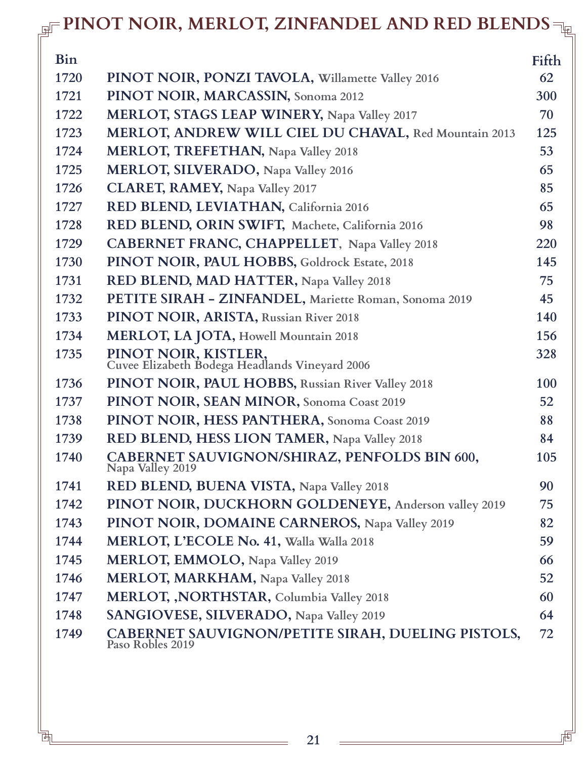# PINOT NOIR, MERLOT, ZINFANDEL AND RED BLENDS

| Bin | | Fifth |
|---|---|---|
| 1720 | **PINOT NOIR, PONZI TAVOLA,** Willamette Valley 2016 | 62 |
| 1721 | **PINOT NOIR, MARCASSIN,** Sonoma 2012 | 300 |
| 1722 | **MERLOT, STAGS LEAP WINERY,** Napa Valley 2017 | 70 |
| 1723 | **MERLOT, ANDREW WILL CIEL DU CHAVAL,** Red Mountain 2013 | 125 |
| 1724 | **MERLOT, TREFETHAN,** Napa Valley 2018 | 53 |
| 1725 | **MERLOT, SILVERADO,** Napa Valley 2016 | 65 |
| 1726 | **CLARET, RAMEY,** Napa Valley 2017 | 85 |
| 1727 | **RED BLEND, LEVIATHAN,** California 2016 | 65 |
| 1728 | **RED BLEND, ORIN SWIFT,** Machete, California 2016 | 98 |
| 1729 | **CABERNET FRANC, CHAPPELLET**, Napa Valley 2018 | 220 |
| 1730 | **PINOT NOIR, PAUL HOBBS,** Goldrock Estate, 2018 | 145 |
| 1731 | **RED BLEND, MAD HATTER,** Napa Valley 2018 | 75 |
| 1732 | **PETITE SIRAH – ZINFANDEL,** Mariette Roman, Sonoma 2019 | 45 |
| 1733 | **PINOT NOIR, ARISTA,** Russian River 2018 | 140 |
| 1734 | **MERLOT, LA JOTA,** Howell Mountain 2018 | 156 |
| 1735 | **PINOT NOIR, KISTLER,** Cuvee Elizabeth Bodega Headlands Vineyard 2006 | 328 |
| 1736 | **PINOT NOIR, PAUL HOBBS,** Russian River Valley 2018 | 100 |
| 1737 | **PINOT NOIR, SEAN MINOR,** Sonoma Coast 2019 | 52 |
| 1738 | **PINOT NOIR, HESS PANTHERA,** Sonoma Coast 2019 | 88 |
| 1739 | **RED BLEND, HESS LION TAMER,** Napa Valley 2018 | 84 |
| 1740 | **CABERNET SAUVIGNON/SHIRAZ, PENFOLDS BIN 600,** Napa Valley 2019 | 105 |
| 1741 | **RED BLEND, BUENA VISTA,** Napa Valley 2018 | 90 |
| 1742 | **PINOT NOIR, DUCKHORN GOLDENEYE,** Anderson valley 2019 | 75 |
| 1743 | **PINOT NOIR, DOMAINE CARNEROS,** Napa Valley 2019 | 82 |
| 1744 | **MERLOT, L'ECOLE No. 41,** Walla Walla 2018 | 59 |
| 1745 | **MERLOT, EMMOLO,** Napa Valley 2019 | 66 |
| 1746 | **MERLOT, MARKHAM,** Napa Valley 2018 | 52 |
| 1747 | **MERLOT, ,NORTHSTAR,** Columbia Valley 2018 | 60 |
| 1748 | **SANGIOVESE, SILVERADO,** Napa Valley 2019 | 64 |
| 1749 | **CABERNET SAUVIGNON/PETITE SIRAH, DUELING PISTOLS,** Paso Robles 2019 | 72 |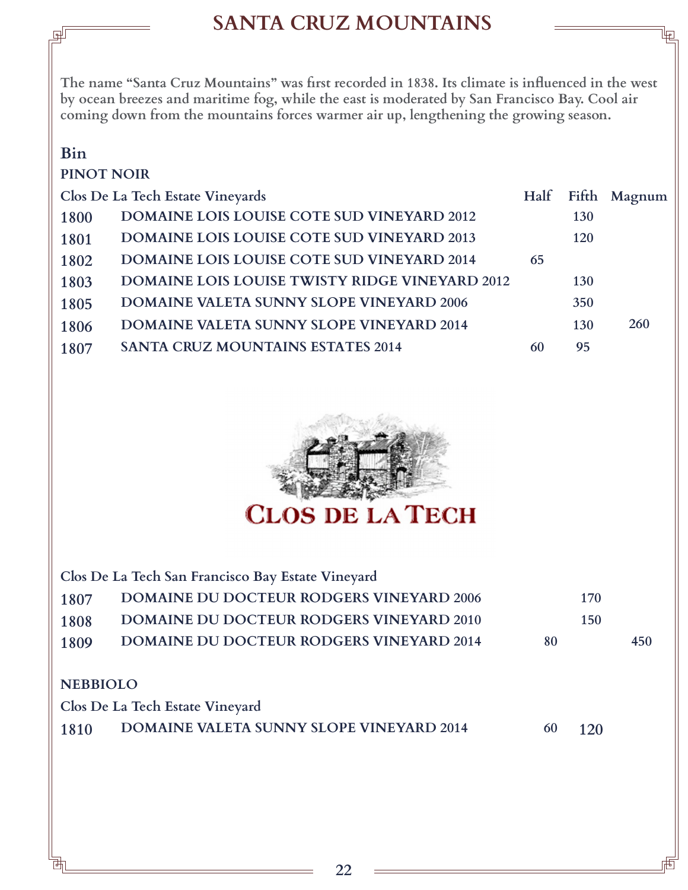# SANTA CRUZ MOUNTAINS

**The name "Santa Cruz Mountains" was first recorded in 1838. Its climate is influenced in the west by ocean breezes and maritime fog, while the east is moderated by San Francisco Bay. Cool air coming down from the mountains forces warmer air up, lengthening the growing season.**

**Bin**

**PINOT NOIR**

| Clos De La Tech Estate Vineyards | | Half | Fifth | Magnum |
|---|---|---|---|---|
| 1800 | DOMAINE LOIS LOUISE COTE SUD VINEYARD 2012 | | 130 | |
| 1801 | DOMAINE LOIS LOUISE COTE SUD VINEYARD 2013 | | 120 | |
| 1802 | DOMAINE LOIS LOUISE COTE SUD VINEYARD 2014 | 65 | | |
| 1803 | DOMAINE LOIS LOUISE TWISTY RIDGE VINEYARD 2012 | | 130 | |
| 1805 | DOMAINE VALETA SUNNY SLOPE VINEYARD 2006 | | 350 | |
| 1806 | DOMAINE VALETA SUNNY SLOPE VINEYARD 2014 | | 130 | 260 |
| 1807 | SANTA CRUZ MOUNTAINS ESTATES 2014 | 60 | 95 | |

| Clos De La Tech San Francisco Bay Estate Vineyard | | Half | Fifth | Magnum |
|---|---|---|---|---|
| 1807 | DOMAINE DU DOCTEUR RODGERS VINEYARD 2006 | | 170 | |
| 1808 | DOMAINE DU DOCTEUR RODGERS VINEYARD 2010 | | 150 | |
| 1809 | DOMAINE DU DOCTEUR RODGERS VINEYARD 2014 | 80 | | 450 |

**NEBBIOLO**

| Clos De La Tech Estate Vineyard | | Half | Fifth | Magnum |
|---|---|---|---|---|
| 1810 | DOMAINE VALETA SUNNY SLOPE VINEYARD 2014 | 60 | 120 | |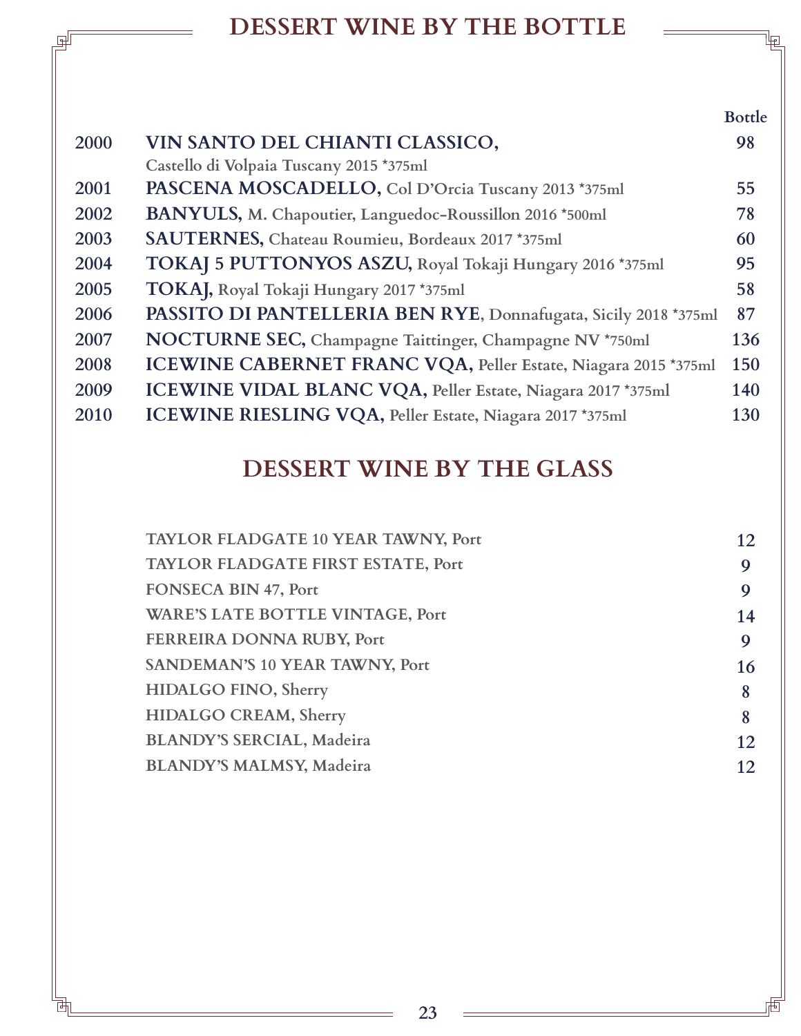## DESSERT WINE BY THE BOTTLE

| | | Bottle |
|---|---|---|
| 2000 | **VIN SANTO DEL CHIANTI CLASSICO,** Castello di Volpaia Tuscany 2015 *375ml | 98 |
| 2001 | **PASCENA MOSCADELLO,** Col D'Orcia Tuscany 2013 *375ml | 55 |
| 2002 | **BANYULS,** M. Chapoutier, Languedoc-Roussillon 2016 *500ml | 78 |
| 2003 | **SAUTERNES,** Chateau Roumieu, Bordeaux 2017 *375ml | 60 |
| 2004 | **TOKAJ 5 PUTTONYOS ASZU,** Royal Tokaji Hungary 2016 *375ml | 95 |
| 2005 | **TOKAJ,** Royal Tokaji Hungary 2017 *375ml | 58 |
| 2006 | **PASSITO DI PANTELLERIA BEN RYE,** Donnafugata, Sicily 2018 *375ml | 87 |
| 2007 | **NOCTURNE SEC,** Champagne Taittinger, Champagne NV *750ml | 136 |
| 2008 | **ICEWINE CABERNET FRANC VQA,** Peller Estate, Niagara 2015 *375ml | 150 |
| 2009 | **ICEWINE VIDAL BLANC VQA,** Peller Estate, Niagara 2017 *375ml | 140 |
| 2010 | **ICEWINE RIESLING VQA,** Peller Estate, Niagara 2017 *375ml | 130 |

## DESSERT WINE BY THE GLASS

| | |
|---|---|
| TAYLOR FLADGATE 10 YEAR TAWNY, Port | 12 |
| TAYLOR FLADGATE FIRST ESTATE, Port | 9 |
| FONSECA BIN 47, Port | 9 |
| WARE'S LATE BOTTLE VINTAGE, Port | 14 |
| FERREIRA DONNA RUBY, Port | 9 |
| SANDEMAN'S 10 YEAR TAWNY, Port | 16 |
| HIDALGO FINO, Sherry | 8 |
| HIDALGO CREAM, Sherry | 8 |
| BLANDY'S SERCIAL, Madeira | 12 |
| BLANDY'S MALMSY, Madeira | 12 |